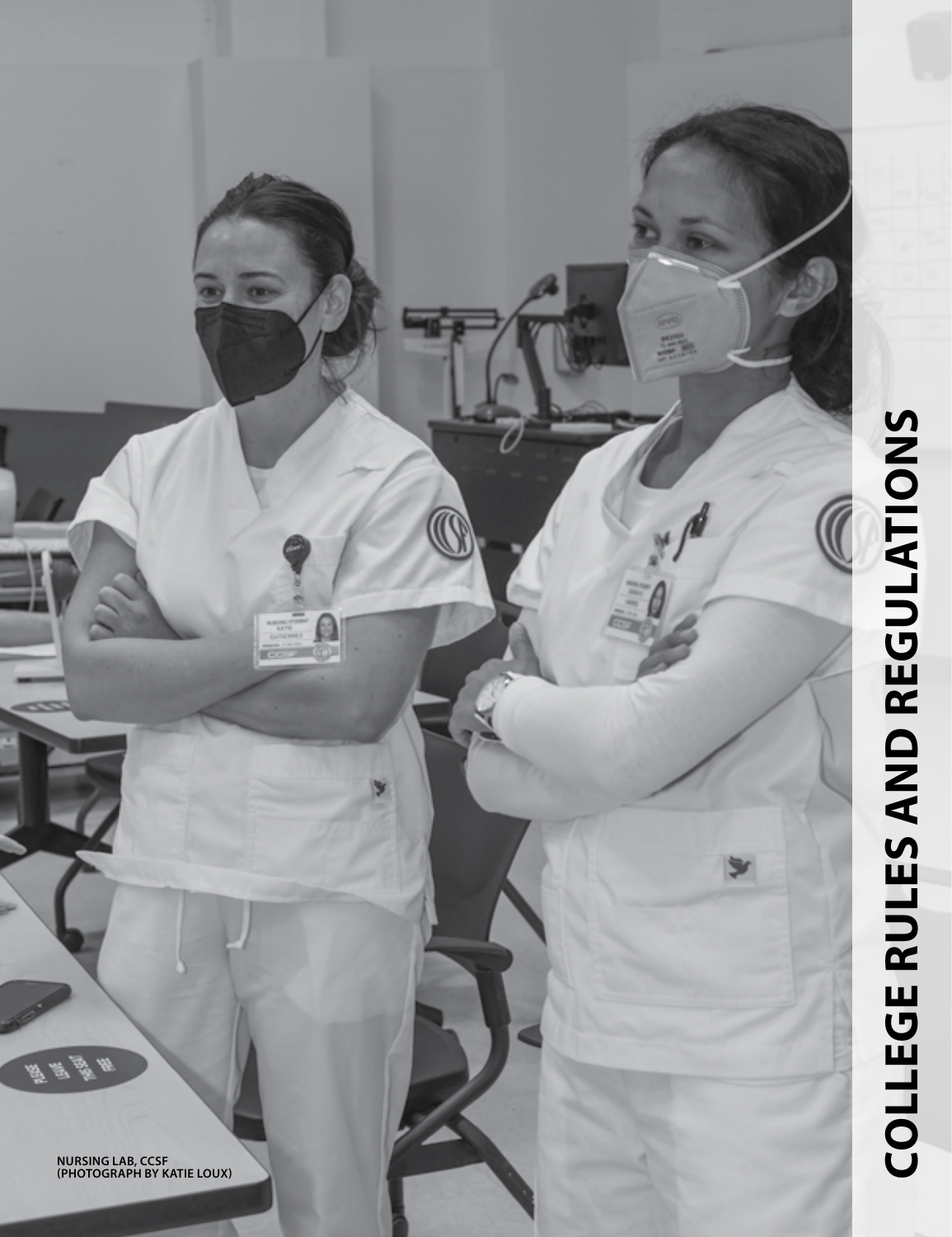# COLLEGE RULES AND REGULATIONS

NURSING LAB, CCSF
(PHOTOGRAPH BY KATIE LOUX)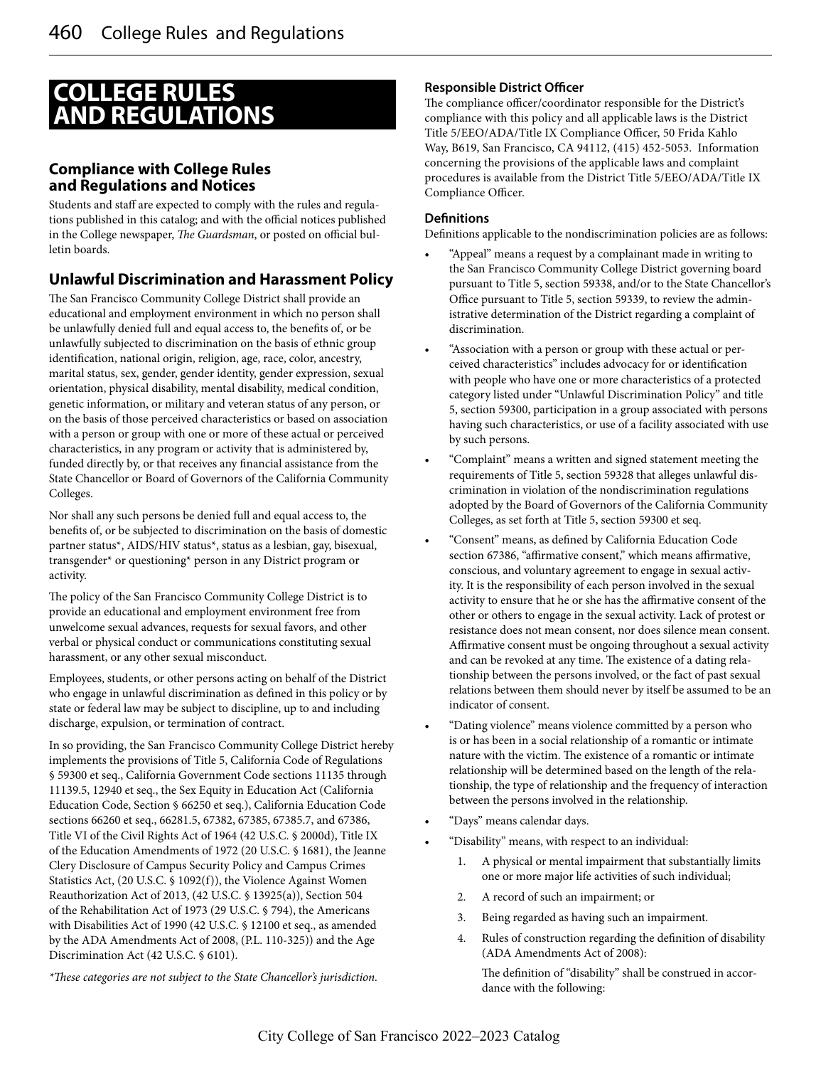# COLLEGE RULES AND REGULATIONS

## Compliance with College Rules and Regulations and Notices

Students and staff are expected to comply with the rules and regulations published in this catalog; and with the official notices published in the College newspaper, *The Guardsman*, or posted on official bulletin boards.

## Unlawful Discrimination and Harassment Policy

The San Francisco Community College District shall provide an educational and employment environment in which no person shall be unlawfully denied full and equal access to, the benefits of, or be unlawfully subjected to discrimination on the basis of ethnic group identification, national origin, religion, age, race, color, ancestry, marital status, sex, gender, gender identity, gender expression, sexual orientation, physical disability, mental disability, medical condition, genetic information, or military and veteran status of any person, or on the basis of those perceived characteristics or based on association with a person or group with one or more of these actual or perceived characteristics, in any program or activity that is administered by, funded directly by, or that receives any financial assistance from the State Chancellor or Board of Governors of the California Community Colleges.

Nor shall any such persons be denied full and equal access to, the benefits of, or be subjected to discrimination on the basis of domestic partner status*, AIDS/HIV status*, status as a lesbian, gay, bisexual, transgender* or questioning* person in any District program or activity.

The policy of the San Francisco Community College District is to provide an educational and employment environment free from unwelcome sexual advances, requests for sexual favors, and other verbal or physical conduct or communications constituting sexual harassment, or any other sexual misconduct.

Employees, students, or other persons acting on behalf of the District who engage in unlawful discrimination as defined in this policy or by state or federal law may be subject to discipline, up to and including discharge, expulsion, or termination of contract.

In so providing, the San Francisco Community College District hereby implements the provisions of Title 5, California Code of Regulations § 59300 et seq., California Government Code sections 11135 through 11139.5, 12940 et seq., the Sex Equity in Education Act (California Education Code, Section § 66250 et seq.), California Education Code sections 66260 et seq., 66281.5, 67382, 67385, 67385.7, and 67386, Title VI of the Civil Rights Act of 1964 (42 U.S.C. § 2000d), Title IX of the Education Amendments of 1972 (20 U.S.C. § 1681), the Jeanne Clery Disclosure of Campus Security Policy and Campus Crimes Statistics Act, (20 U.S.C. § 1092(f)), the Violence Against Women Reauthorization Act of 2013, (42 U.S.C. § 13925(a)), Section 504 of the Rehabilitation Act of 1973 (29 U.S.C. § 794), the Americans with Disabilities Act of 1990 (42 U.S.C. § 12100 et seq., as amended by the ADA Amendments Act of 2008, (P.L. 110-325)) and the Age Discrimination Act (42 U.S.C. § 6101).

**These categories are not subject to the State Chancellor's jurisdiction.*

### Responsible District Officer

The compliance officer/coordinator responsible for the District's compliance with this policy and all applicable laws is the District Title 5/EEO/ADA/Title IX Compliance Officer, 50 Frida Kahlo Way, B619, San Francisco, CA 94112, (415) 452-5053. Information concerning the provisions of the applicable laws and complaint procedures is available from the District Title 5/EEO/ADA/Title IX Compliance Officer.

### Definitions

Definitions applicable to the nondiscrimination policies are as follows:

- "Appeal" means a request by a complainant made in writing to the San Francisco Community College District governing board pursuant to Title 5, section 59338, and/or to the State Chancellor's Office pursuant to Title 5, section 59339, to review the administrative determination of the District regarding a complaint of discrimination.
- "Association with a person or group with these actual or perceived characteristics" includes advocacy for or identification with people who have one or more characteristics of a protected category listed under "Unlawful Discrimination Policy" and title 5, section 59300, participation in a group associated with persons having such characteristics, or use of a facility associated with use by such persons.
- "Complaint" means a written and signed statement meeting the requirements of Title 5, section 59328 that alleges unlawful discrimination in violation of the nondiscrimination regulations adopted by the Board of Governors of the California Community Colleges, as set forth at Title 5, section 59300 et seq.
- "Consent" means, as defined by California Education Code section 67386, "affirmative consent," which means affirmative, conscious, and voluntary agreement to engage in sexual activity. It is the responsibility of each person involved in the sexual activity to ensure that he or she has the affirmative consent of the other or others to engage in the sexual activity. Lack of protest or resistance does not mean consent, nor does silence mean consent. Affirmative consent must be ongoing throughout a sexual activity and can be revoked at any time. The existence of a dating relationship between the persons involved, or the fact of past sexual relations between them should never by itself be assumed to be an indicator of consent.
- "Dating violence" means violence committed by a person who is or has been in a social relationship of a romantic or intimate nature with the victim. The existence of a romantic or intimate relationship will be determined based on the length of the relationship, the type of relationship and the frequency of interaction between the persons involved in the relationship.
- "Days" means calendar days.
- "Disability" means, with respect to an individual:
    1. A physical or mental impairment that substantially limits one or more major life activities of such individual;
    2. A record of such an impairment; or
    3. Being regarded as having such an impairment.
    4. Rules of construction regarding the definition of disability (ADA Amendments Act of 2008):

       The definition of "disability" shall be construed in accordance with the following: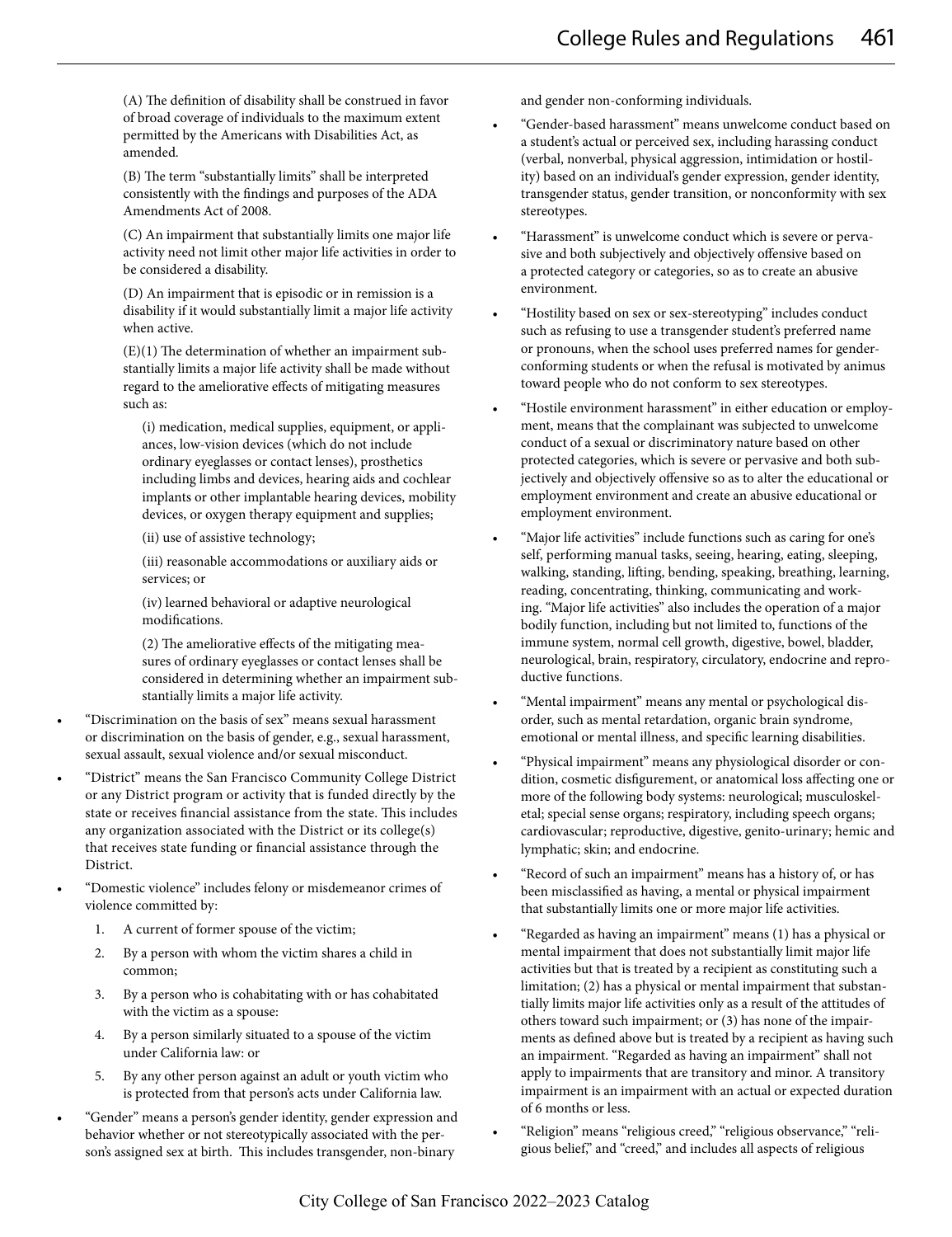(A) The definition of disability shall be construed in favor of broad coverage of individuals to the maximum extent permitted by the Americans with Disabilities Act, as amended.

(B) The term "substantially limits" shall be interpreted consistently with the findings and purposes of the ADA Amendments Act of 2008.

(C) An impairment that substantially limits one major life activity need not limit other major life activities in order to be considered a disability.

(D) An impairment that is episodic or in remission is a disability if it would substantially limit a major life activity when active.

(E)(1) The determination of whether an impairment substantially limits a major life activity shall be made without regard to the ameliorative effects of mitigating measures such as:

(i) medication, medical supplies, equipment, or appliances, low-vision devices (which do not include ordinary eyeglasses or contact lenses), prosthetics including limbs and devices, hearing aids and cochlear implants or other implantable hearing devices, mobility devices, or oxygen therapy equipment and supplies;

(ii) use of assistive technology;

(iii) reasonable accommodations or auxiliary aids or services; or

(iv) learned behavioral or adaptive neurological modifications.

(2) The ameliorative effects of the mitigating measures of ordinary eyeglasses or contact lenses shall be considered in determining whether an impairment substantially limits a major life activity.

- "Discrimination on the basis of sex" means sexual harassment or discrimination on the basis of gender, e.g., sexual harassment, sexual assault, sexual violence and/or sexual misconduct.
- "District" means the San Francisco Community College District or any District program or activity that is funded directly by the state or receives financial assistance from the state. This includes any organization associated with the District or its college(s) that receives state funding or financial assistance through the District.
- "Domestic violence" includes felony or misdemeanor crimes of violence committed by:
  1. A current of former spouse of the victim;
  2. By a person with whom the victim shares a child in common;
  3. By a person who is cohabitating with or has cohabitated with the victim as a spouse:
  4. By a person similarly situated to a spouse of the victim under California law: or
  5. By any other person against an adult or youth victim who is protected from that person's acts under California law.
- "Gender" means a person's gender identity, gender expression and behavior whether or not stereotypically associated with the person's assigned sex at birth. This includes transgender, non-binary and gender non-conforming individuals.
- "Gender-based harassment" means unwelcome conduct based on a student's actual or perceived sex, including harassing conduct (verbal, nonverbal, physical aggression, intimidation or hostility) based on an individual's gender expression, gender identity, transgender status, gender transition, or nonconformity with sex stereotypes.
- "Harassment" is unwelcome conduct which is severe or pervasive and both subjectively and objectively offensive based on a protected category or categories, so as to create an abusive environment.
- "Hostility based on sex or sex-stereotyping" includes conduct such as refusing to use a transgender student's preferred name or pronouns, when the school uses preferred names for gender-conforming students or when the refusal is motivated by animus toward people who do not conform to sex stereotypes.
- "Hostile environment harassment" in either education or employment, means that the complainant was subjected to unwelcome conduct of a sexual or discriminatory nature based on other protected categories, which is severe or pervasive and both subjectively and objectively offensive so as to alter the educational or employment environment and create an abusive educational or employment environment.
- "Major life activities" include functions such as caring for one's self, performing manual tasks, seeing, hearing, eating, sleeping, walking, standing, lifting, bending, speaking, breathing, learning, reading, concentrating, thinking, communicating and working. "Major life activities" also includes the operation of a major bodily function, including but not limited to, functions of the immune system, normal cell growth, digestive, bowel, bladder, neurological, brain, respiratory, circulatory, endocrine and reproductive functions.
- "Mental impairment" means any mental or psychological disorder, such as mental retardation, organic brain syndrome, emotional or mental illness, and specific learning disabilities.
- "Physical impairment" means any physiological disorder or condition, cosmetic disfigurement, or anatomical loss affecting one or more of the following body systems: neurological; musculoskeletal; special sense organs; respiratory, including speech organs; cardiovascular; reproductive, digestive, genito-urinary; hemic and lymphatic; skin; and endocrine.
- "Record of such an impairment" means has a history of, or has been misclassified as having, a mental or physical impairment that substantially limits one or more major life activities.
- "Regarded as having an impairment" means (1) has a physical or mental impairment that does not substantially limit major life activities but that is treated by a recipient as constituting such a limitation; (2) has a physical or mental impairment that substantially limits major life activities only as a result of the attitudes of others toward such impairment; or (3) has none of the impairments as defined above but is treated by a recipient as having such an impairment. "Regarded as having an impairment" shall not apply to impairments that are transitory and minor. A transitory impairment is an impairment with an actual or expected duration of 6 months or less.
- "Religion" means "religious creed," "religious observance," "religious belief," and "creed," and includes all aspects of religious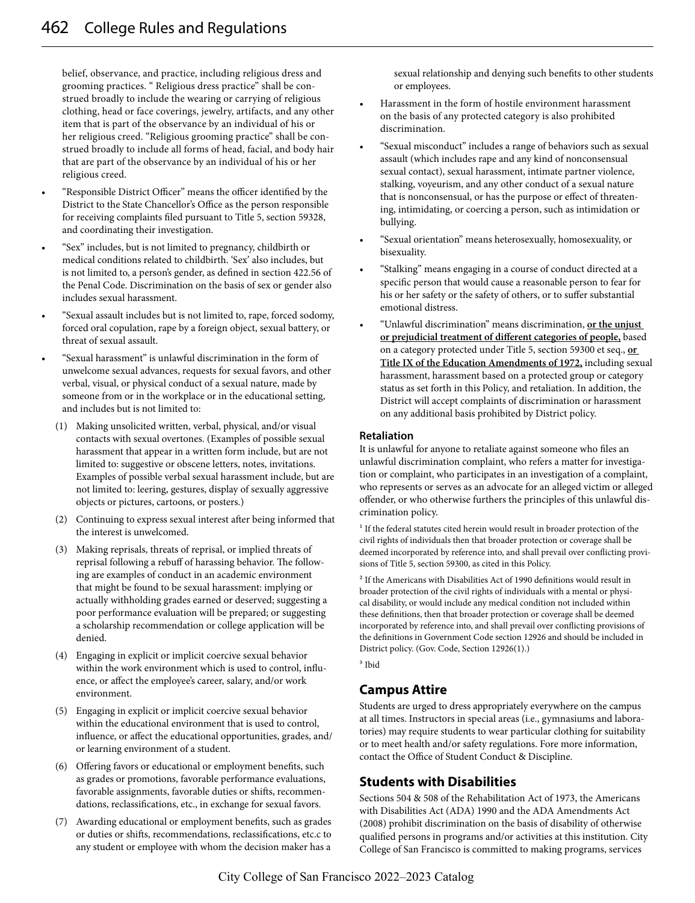belief, observance, and practice, including religious dress and grooming practices. " Religious dress practice" shall be construed broadly to include the wearing or carrying of religious clothing, head or face coverings, jewelry, artifacts, and any other item that is part of the observance by an individual of his or her religious creed. "Religious grooming practice" shall be construed broadly to include all forms of head, facial, and body hair that are part of the observance by an individual of his or her religious creed.

- "Responsible District Officer" means the officer identified by the District to the State Chancellor's Office as the person responsible for receiving complaints filed pursuant to Title 5, section 59328, and coordinating their investigation.
- "Sex" includes, but is not limited to pregnancy, childbirth or medical conditions related to childbirth. 'Sex' also includes, but is not limited to, a person's gender, as defined in section 422.56 of the Penal Code. Discrimination on the basis of sex or gender also includes sexual harassment.
- "Sexual assault includes but is not limited to, rape, forced sodomy, forced oral copulation, rape by a foreign object, sexual battery, or threat of sexual assault.
- "Sexual harassment" is unlawful discrimination in the form of unwelcome sexual advances, requests for sexual favors, and other verbal, visual, or physical conduct of a sexual nature, made by someone from or in the workplace or in the educational setting, and includes but is not limited to:
  1. Making unsolicited written, verbal, physical, and/or visual contacts with sexual overtones. (Examples of possible sexual harassment that appear in a written form include, but are not limited to: suggestive or obscene letters, notes, invitations. Examples of possible verbal sexual harassment include, but are not limited to: leering, gestures, display of sexually aggressive objects or pictures, cartoons, or posters.)
  2. Continuing to express sexual interest after being informed that the interest is unwelcomed.
  3. Making reprisals, threats of reprisal, or implied threats of reprisal following a rebuff of harassing behavior. The following are examples of conduct in an academic environment that might be found to be sexual harassment: implying or actually withholding grades earned or deserved; suggesting a poor performance evaluation will be prepared; or suggesting a scholarship recommendation or college application will be denied.
  4. Engaging in explicit or implicit coercive sexual behavior within the work environment which is used to control, influence, or affect the employee's career, salary, and/or work environment.
  5. Engaging in explicit or implicit coercive sexual behavior within the educational environment that is used to control, influence, or affect the educational opportunities, grades, and/or learning environment of a student.
  6. Offering favors or educational or employment benefits, such as grades or promotions, favorable performance evaluations, favorable assignments, favorable duties or shifts, recommendations, reclassifications, etc., in exchange for sexual favors.
  7. Awarding educational or employment benefits, such as grades or duties or shifts, recommendations, reclassifications, etc.c to any student or employee with whom the decision maker has a sexual relationship and denying such benefits to other students or employees.
- Harassment in the form of hostile environment harassment on the basis of any protected category is also prohibited discrimination.
- "Sexual misconduct" includes a range of behaviors such as sexual assault (which includes rape and any kind of nonconsensual sexual contact), sexual harassment, intimate partner violence, stalking, voyeurism, and any other conduct of a sexual nature that is nonconsensual, or has the purpose or effect of threatening, intimidating, or coercing a person, such as intimidation or bullying.
- "Sexual orientation" means heterosexually, homosexuality, or bisexuality.
- "Stalking" means engaging in a course of conduct directed at a specific person that would cause a reasonable person to fear for his or her safety or the safety of others, or to suffer substantial emotional distress.
- "Unlawful discrimination" means discrimination, **or the unjust or prejudicial treatment of different categories of people,** based on a category protected under Title 5, section 59300 et seq., **or Title IX of the Education Amendments of 1972,** including sexual harassment, harassment based on a protected group or category status as set forth in this Policy, and retaliation. In addition, the District will accept complaints of discrimination or harassment on any additional basis prohibited by District policy.

#### Retaliation

It is unlawful for anyone to retaliate against someone who files an unlawful discrimination complaint, who refers a matter for investigation or complaint, who participates in an investigation of a complaint, who represents or serves as an advocate for an alleged victim or alleged offender, or who otherwise furthers the principles of this unlawful discrimination policy.

[1] If the federal statutes cited herein would result in broader protection of the civil rights of individuals then that broader protection or coverage shall be deemed incorporated by reference into, and shall prevail over conflicting provisions of Title 5, section 59300, as cited in this Policy.

[2] If the Americans with Disabilities Act of 1990 definitions would result in broader protection of the civil rights of individuals with a mental or physical disability, or would include any medical condition not included within these definitions, then that broader protection or coverage shall be deemed incorporated by reference into, and shall prevail over conflicting provisions of the definitions in Government Code section 12926 and should be included in District policy. (Gov. Code, Section 12926(1).)

[3] Ibid

## Campus Attire

Students are urged to dress appropriately everywhere on the campus at all times. Instructors in special areas (i.e., gymnasiums and laboratories) may require students to wear particular clothing for suitability or to meet health and/or safety regulations. Fore more information, contact the Office of Student Conduct & Discipline.

## Students with Disabilities

Sections 504 & 508 of the Rehabilitation Act of 1973, the Americans with Disabilities Act (ADA) 1990 and the ADA Amendments Act (2008) prohibit discrimination on the basis of disability of otherwise qualified persons in programs and/or activities at this institution. City College of San Francisco is committed to making programs, services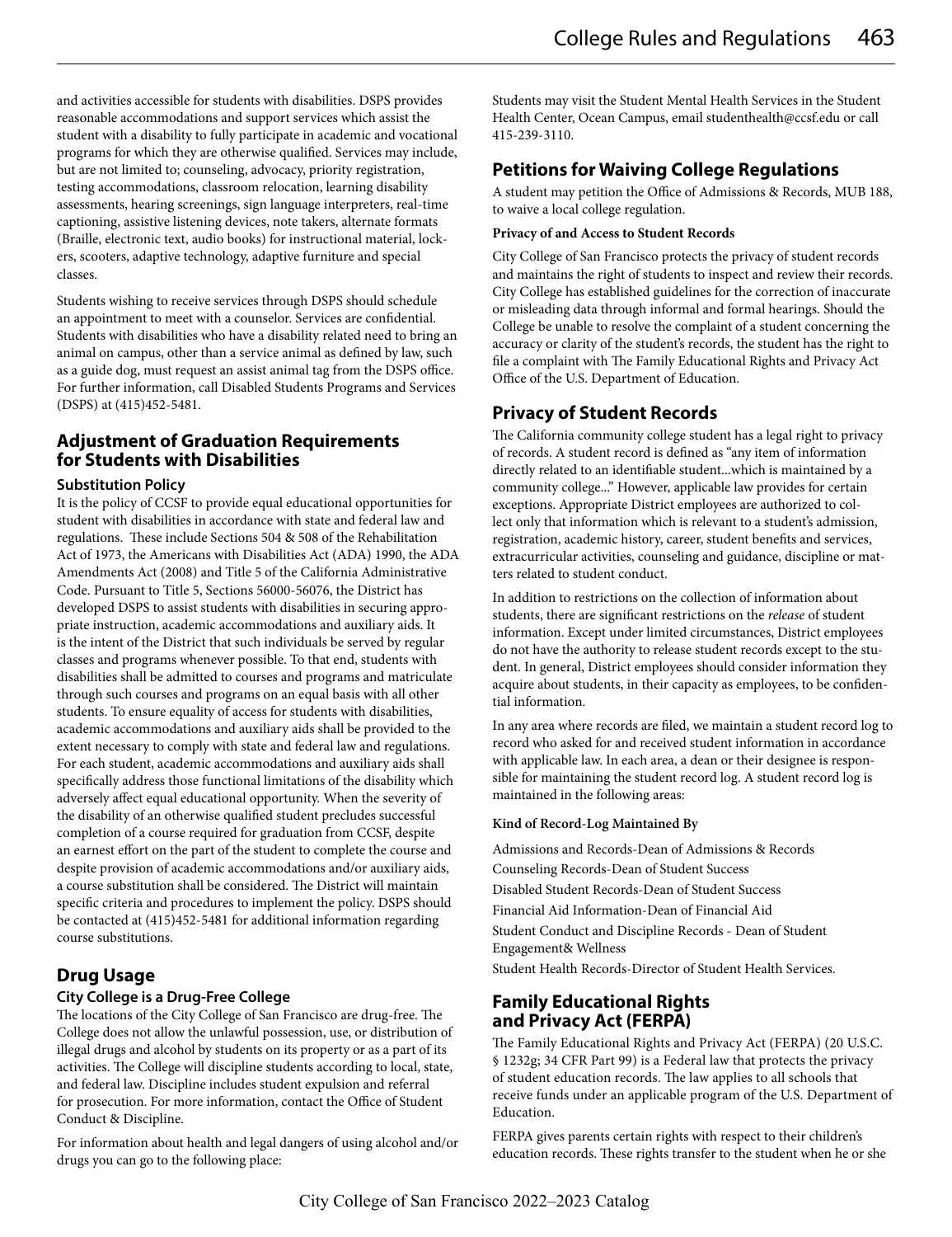and activities accessible for students with disabilities. DSPS provides reasonable accommodations and support services which assist the student with a disability to fully participate in academic and vocational programs for which they are otherwise qualified. Services may include, but are not limited to; counseling, advocacy, priority registration, testing accommodations, classroom relocation, learning disability assessments, hearing screenings, sign language interpreters, real-time captioning, assistive listening devices, note takers, alternate formats (Braille, electronic text, audio books) for instructional material, lockers, scooters, adaptive technology, adaptive furniture and special classes.

Students wishing to receive services through DSPS should schedule an appointment to meet with a counselor. Services are confidential. Students with disabilities who have a disability related need to bring an animal on campus, other than a service animal as defined by law, such as a guide dog, must request an assist animal tag from the DSPS office. For further information, call Disabled Students Programs and Services (DSPS) at (415)452-5481.

## Adjustment of Graduation Requirements for Students with Disabilities

### Substitution Policy

It is the policy of CCSF to provide equal educational opportunities for student with disabilities in accordance with state and federal law and regulations. These include Sections 504 & 508 of the Rehabilitation Act of 1973, the Americans with Disabilities Act (ADA) 1990, the ADA Amendments Act (2008) and Title 5 of the California Administrative Code. Pursuant to Title 5, Sections 56000-56076, the District has developed DSPS to assist students with disabilities in securing appropriate instruction, academic accommodations and auxiliary aids. It is the intent of the District that such individuals be served by regular classes and programs whenever possible. To that end, students with disabilities shall be admitted to courses and programs and matriculate through such courses and programs on an equal basis with all other students. To ensure equality of access for students with disabilities, academic accommodations and auxiliary aids shall be provided to the extent necessary to comply with state and federal law and regulations. For each student, academic accommodations and auxiliary aids shall specifically address those functional limitations of the disability which adversely affect equal educational opportunity. When the severity of the disability of an otherwise qualified student precludes successful completion of a course required for graduation from CCSF, despite an earnest effort on the part of the student to complete the course and despite provision of academic accommodations and/or auxiliary aids, a course substitution shall be considered. The District will maintain specific criteria and procedures to implement the policy. DSPS should be contacted at (415)452-5481 for additional information regarding course substitutions.

## Drug Usage

### City College is a Drug-Free College

The locations of the City College of San Francisco are drug-free. The College does not allow the unlawful possession, use, or distribution of illegal drugs and alcohol by students on its property or as a part of its activities. The College will discipline students according to local, state, and federal law. Discipline includes student expulsion and referral for prosecution. For more information, contact the Office of Student Conduct & Discipline.

For information about health and legal dangers of using alcohol and/or drugs you can go to the following place:

Students may visit the Student Mental Health Services in the Student Health Center, Ocean Campus, email studenthealth@ccsf.edu or call 415-239-3110.

## Petitions for Waiving College Regulations

A student may petition the Office of Admissions & Records, MUB 188, to waive a local college regulation.

**Privacy of and Access to Student Records**

City College of San Francisco protects the privacy of student records and maintains the right of students to inspect and review their records. City College has established guidelines for the correction of inaccurate or misleading data through informal and formal hearings. Should the College be unable to resolve the complaint of a student concerning the accuracy or clarity of the student's records, the student has the right to file a complaint with The Family Educational Rights and Privacy Act Office of the U.S. Department of Education.

## Privacy of Student Records

The California community college student has a legal right to privacy of records. A student record is defined as "any item of information directly related to an identifiable student...which is maintained by a community college..." However, applicable law provides for certain exceptions. Appropriate District employees are authorized to collect only that information which is relevant to a student's admission, registration, academic history, career, student benefits and services, extracurricular activities, counseling and guidance, discipline or matters related to student conduct.

In addition to restrictions on the collection of information about students, there are significant restrictions on the *release* of student information. Except under limited circumstances, District employees do not have the authority to release student records except to the student. In general, District employees should consider information they acquire about students, in their capacity as employees, to be confidential information.

In any area where records are filed, we maintain a student record log to record who asked for and received student information in accordance with applicable law. In each area, a dean or their designee is responsible for maintaining the student record log. A student record log is maintained in the following areas:

**Kind of Record-Log Maintained By**

Admissions and Records-Dean of Admissions & Records

Counseling Records-Dean of Student Success

Disabled Student Records-Dean of Student Success

Financial Aid Information-Dean of Financial Aid

Student Conduct and Discipline Records - Dean of Student Engagement& Wellness

Student Health Records-Director of Student Health Services.

## Family Educational Rights and Privacy Act (FERPA)

The Family Educational Rights and Privacy Act (FERPA) (20 U.S.C. § 1232g; 34 CFR Part 99) is a Federal law that protects the privacy of student education records. The law applies to all schools that receive funds under an applicable program of the U.S. Department of Education.

FERPA gives parents certain rights with respect to their children's education records. These rights transfer to the student when he or she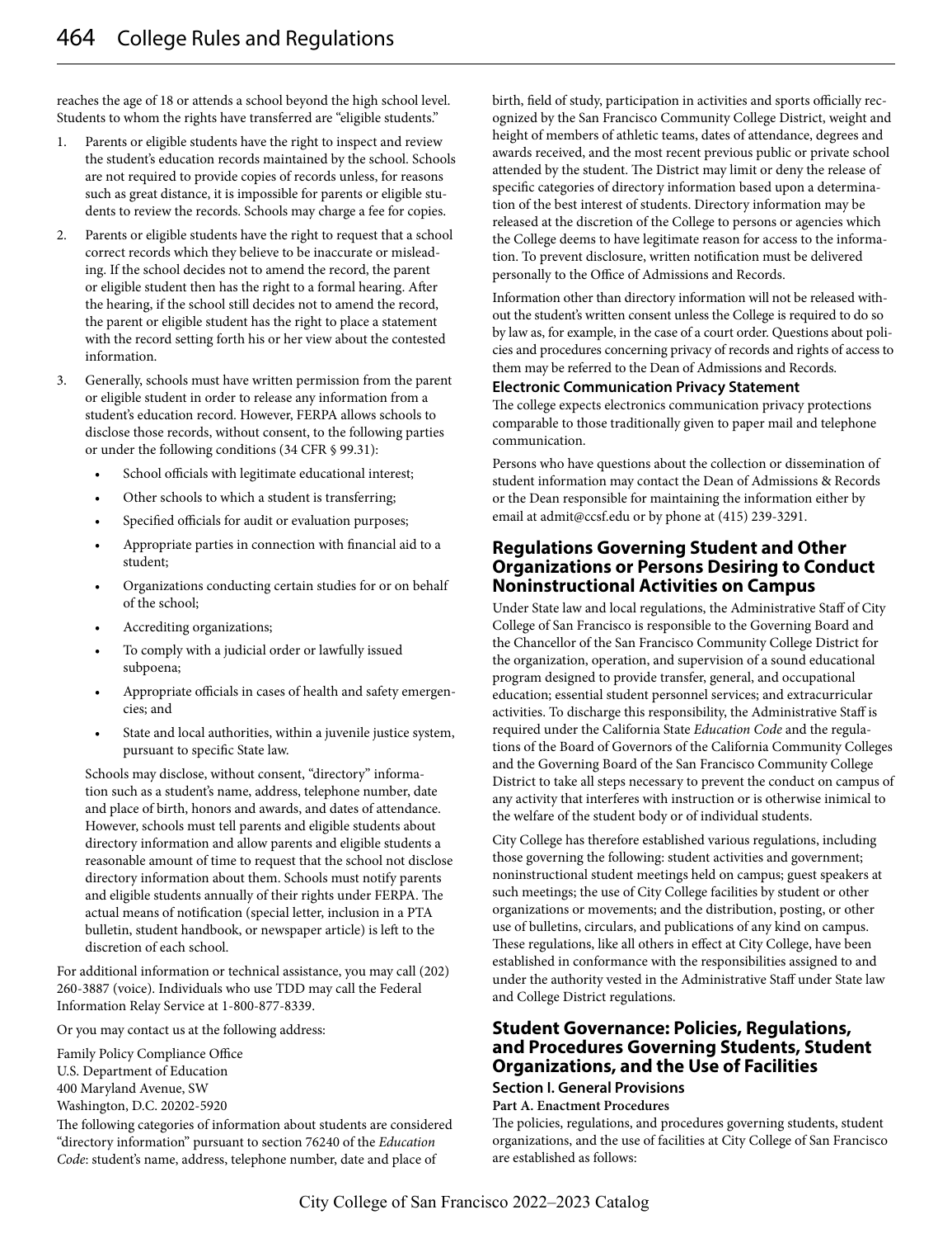reaches the age of 18 or attends a school beyond the high school level. Students to whom the rights have transferred are "eligible students."

1. Parents or eligible students have the right to inspect and review the student's education records maintained by the school. Schools are not required to provide copies of records unless, for reasons such as great distance, it is impossible for parents or eligible students to review the records. Schools may charge a fee for copies.
2. Parents or eligible students have the right to request that a school correct records which they believe to be inaccurate or misleading. If the school decides not to amend the record, the parent or eligible student then has the right to a formal hearing. After the hearing, if the school still decides not to amend the record, the parent or eligible student has the right to place a statement with the record setting forth his or her view about the contested information.
3. Generally, schools must have written permission from the parent or eligible student in order to release any information from a student's education record. However, FERPA allows schools to disclose those records, without consent, to the following parties or under the following conditions (34 CFR § 99.31):
   - School officials with legitimate educational interest;
   - Other schools to which a student is transferring;
   - Specified officials for audit or evaluation purposes;
   - Appropriate parties in connection with financial aid to a student;
   - Organizations conducting certain studies for or on behalf of the school;
   - Accrediting organizations;
   - To comply with a judicial order or lawfully issued subpoena;
   - Appropriate officials in cases of health and safety emergencies; and
   - State and local authorities, within a juvenile justice system, pursuant to specific State law.

   Schools may disclose, without consent, "directory" information such as a student's name, address, telephone number, date and place of birth, honors and awards, and dates of attendance. However, schools must tell parents and eligible students about directory information and allow parents and eligible students a reasonable amount of time to request that the school not disclose directory information about them. Schools must notify parents and eligible students annually of their rights under FERPA. The actual means of notification (special letter, inclusion in a PTA bulletin, student handbook, or newspaper article) is left to the discretion of each school.

For additional information or technical assistance, you may call (202) 260-3887 (voice). Individuals who use TDD may call the Federal Information Relay Service at 1-800-877-8339.

Or you may contact us at the following address:

Family Policy Compliance Office
U.S. Department of Education
400 Maryland Avenue, SW
Washington, D.C. 20202-5920

The following categories of information about students are considered "directory information" pursuant to section 76240 of the *Education Code*: student's name, address, telephone number, date and place of birth, field of study, participation in activities and sports officially recognized by the San Francisco Community College District, weight and height of members of athletic teams, dates of attendance, degrees and awards received, and the most recent previous public or private school attended by the student. The District may limit or deny the release of specific categories of directory information based upon a determination of the best interest of students. Directory information may be released at the discretion of the College to persons or agencies which the College deems to have legitimate reason for access to the information. To prevent disclosure, written notification must be delivered personally to the Office of Admissions and Records.

Information other than directory information will not be released without the student's written consent unless the College is required to do so by law as, for example, in the case of a court order. Questions about policies and procedures concerning privacy of records and rights of access to them may be referred to the Dean of Admissions and Records.

### Electronic Communication Privacy Statement

The college expects electronics communication privacy protections comparable to those traditionally given to paper mail and telephone communication.

Persons who have questions about the collection or dissemination of student information may contact the Dean of Admissions & Records or the Dean responsible for maintaining the information either by email at admit@ccsf.edu or by phone at (415) 239-3291.

## Regulations Governing Student and Other Organizations or Persons Desiring to Conduct Noninstructional Activities on Campus

Under State law and local regulations, the Administrative Staff of City College of San Francisco is responsible to the Governing Board and the Chancellor of the San Francisco Community College District for the organization, operation, and supervision of a sound educational program designed to provide transfer, general, and occupational education; essential student personnel services; and extracurricular activities. To discharge this responsibility, the Administrative Staff is required under the California State *Education Code* and the regulations of the Board of Governors of the California Community Colleges and the Governing Board of the San Francisco Community College District to take all steps necessary to prevent the conduct on campus of any activity that interferes with instruction or is otherwise inimical to the welfare of the student body or of individual students.

City College has therefore established various regulations, including those governing the following: student activities and government; noninstructional student meetings held on campus; guest speakers at such meetings; the use of City College facilities by student or other organizations or movements; and the distribution, posting, or other use of bulletins, circulars, and publications of any kind on campus. These regulations, like all others in effect at City College, have been established in conformance with the responsibilities assigned to and under the authority vested in the Administrative Staff under State law and College District regulations.

## Student Governance: Policies, Regulations, and Procedures Governing Students, Student Organizations, and the Use of Facilities

### Section I. General Provisions

**Part A. Enactment Procedures**

The policies, regulations, and procedures governing students, student organizations, and the use of facilities at City College of San Francisco are established as follows: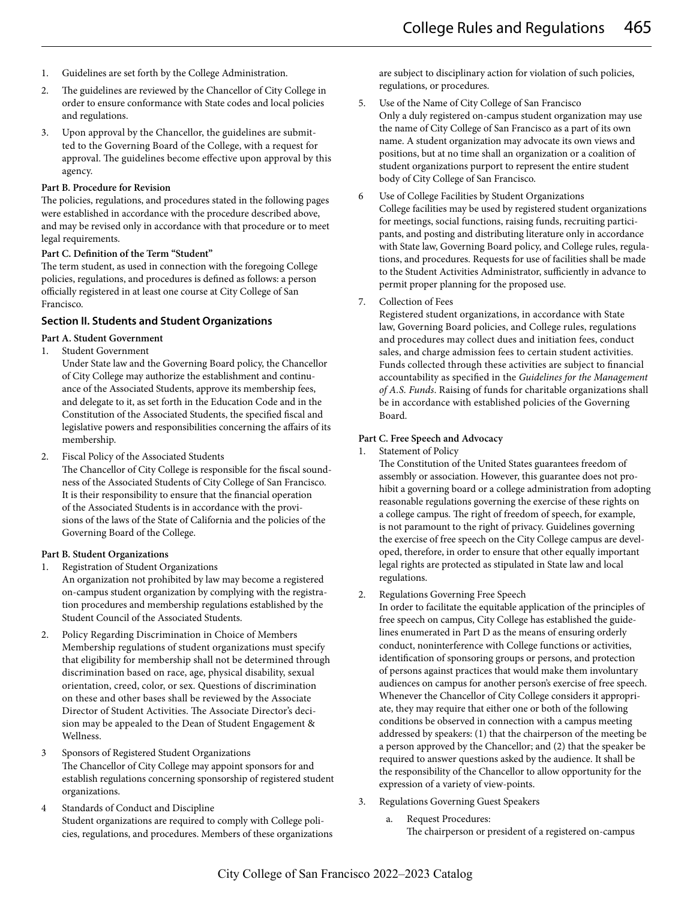1. Guidelines are set forth by the College Administration.
2. The guidelines are reviewed by the Chancellor of City College in order to ensure conformance with State codes and local policies and regulations.
3. Upon approval by the Chancellor, the guidelines are submitted to the Governing Board of the College, with a request for approval. The guidelines become effective upon approval by this agency.

**Part B. Procedure for Revision**

The policies, regulations, and procedures stated in the following pages were established in accordance with the procedure described above, and may be revised only in accordance with that procedure or to meet legal requirements.

**Part C. Definition of the Term "Student"**

The term student, as used in connection with the foregoing College policies, regulations, and procedures is defined as follows: a person officially registered in at least one course at City College of San Francisco.

### Section II. Students and Student Organizations

**Part A. Student Government**

1. Student Government
   Under State law and the Governing Board policy, the Chancellor of City College may authorize the establishment and continuance of the Associated Students, approve its membership fees, and delegate to it, as set forth in the Education Code and in the Constitution of the Associated Students, the specified fiscal and legislative powers and responsibilities concerning the affairs of its membership.
2. Fiscal Policy of the Associated Students
   The Chancellor of City College is responsible for the fiscal soundness of the Associated Students of City College of San Francisco. It is their responsibility to ensure that the financial operation of the Associated Students is in accordance with the provisions of the laws of the State of California and the policies of the Governing Board of the College.

**Part B. Student Organizations**

1. Registration of Student Organizations
   An organization not prohibited by law may become a registered on-campus student organization by complying with the registration procedures and membership regulations established by the Student Council of the Associated Students.
2. Policy Regarding Discrimination in Choice of Members
   Membership regulations of student organizations must specify that eligibility for membership shall not be determined through discrimination based on race, age, physical disability, sexual orientation, creed, color, or sex. Questions of discrimination on these and other bases shall be reviewed by the Associate Director of Student Activities. The Associate Director's decision may be appealed to the Dean of Student Engagement & Wellness.
3. Sponsors of Registered Student Organizations
   The Chancellor of City College may appoint sponsors for and establish regulations concerning sponsorship of registered student organizations.
4. Standards of Conduct and Discipline
   Student organizations are required to comply with College policies, regulations, and procedures. Members of these organizations are subject to disciplinary action for violation of such policies, regulations, or procedures.
5. Use of the Name of City College of San Francisco
   Only a duly registered on-campus student organization may use the name of City College of San Francisco as a part of its own name. A student organization may advocate its own views and positions, but at no time shall an organization or a coalition of student organizations purport to represent the entire student body of City College of San Francisco.
6. Use of College Facilities by Student Organizations
   College facilities may be used by registered student organizations for meetings, social functions, raising funds, recruiting participants, and posting and distributing literature only in accordance with State law, Governing Board policy, and College rules, regulations, and procedures. Requests for use of facilities shall be made to the Student Activities Administrator, sufficiently in advance to permit proper planning for the proposed use.
7. Collection of Fees
   Registered student organizations, in accordance with State law, Governing Board policies, and College rules, regulations and procedures may collect dues and initiation fees, conduct sales, and charge admission fees to certain student activities. Funds collected through these activities are subject to financial accountability as specified in the *Guidelines for the Management of A.S. Funds*. Raising of funds for charitable organizations shall be in accordance with established policies of the Governing Board.

**Part C. Free Speech and Advocacy**

1. Statement of Policy
   The Constitution of the United States guarantees freedom of assembly or association. However, this guarantee does not prohibit a governing board or a college administration from adopting reasonable regulations governing the exercise of these rights on a college campus. The right of freedom of speech, for example, is not paramount to the right of privacy. Guidelines governing the exercise of free speech on the City College campus are developed, therefore, in order to ensure that other equally important legal rights are protected as stipulated in State law and local regulations.
2. Regulations Governing Free Speech
   In order to facilitate the equitable application of the principles of free speech on campus, City College has established the guidelines enumerated in Part D as the means of ensuring orderly conduct, noninterference with College functions or activities, identification of sponsoring groups or persons, and protection of persons against practices that would make them involuntary audiences on campus for another person's exercise of free speech. Whenever the Chancellor of City College considers it appropriate, they may require that either one or both of the following conditions be observed in connection with a campus meeting addressed by speakers: (1) that the chairperson of the meeting be a person approved by the Chancellor; and (2) that the speaker be required to answer questions asked by the audience. It shall be the responsibility of the Chancellor to allow opportunity for the expression of a variety of view-points.
3. Regulations Governing Guest Speakers
   a. Request Procedures:
      The chairperson or president of a registered on-campus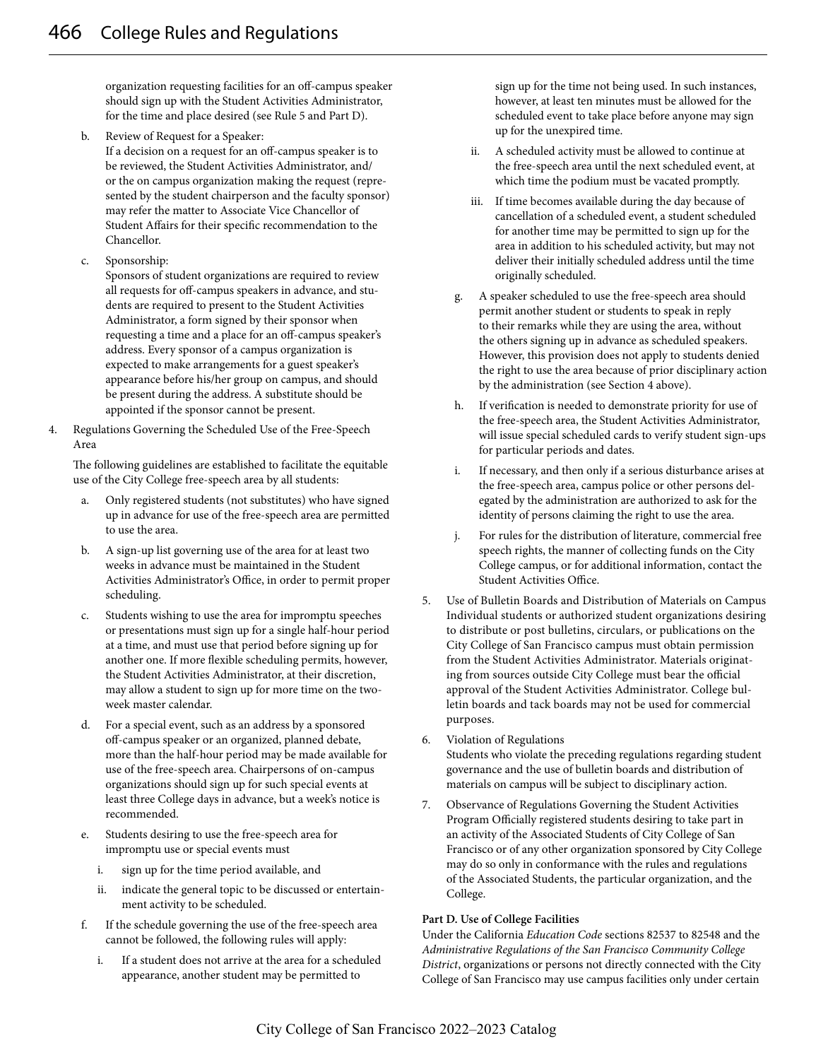organization requesting facilities for an off-campus speaker should sign up with the Student Activities Administrator, for the time and place desired (see Rule 5 and Part D).

b. Review of Request for a Speaker:
If a decision on a request for an off-campus speaker is to be reviewed, the Student Activities Administrator, and/or the on campus organization making the request (represented by the student chairperson and the faculty sponsor) may refer the matter to Associate Vice Chancellor of Student Affairs for their specific recommendation to the Chancellor.

c. Sponsorship:
Sponsors of student organizations are required to review all requests for off-campus speakers in advance, and students are required to present to the Student Activities Administrator, a form signed by their sponsor when requesting a time and a place for an off-campus speaker's address. Every sponsor of a campus organization is expected to make arrangements for a guest speaker's appearance before his/her group on campus, and should be present during the address. A substitute should be appointed if the sponsor cannot be present.

4. Regulations Governing the Scheduled Use of the Free-Speech Area

The following guidelines are established to facilitate the equitable use of the City College free-speech area by all students:

a. Only registered students (not substitutes) who have signed up in advance for use of the free-speech area are permitted to use the area.

b. A sign-up list governing use of the area for at least two weeks in advance must be maintained in the Student Activities Administrator's Office, in order to permit proper scheduling.

c. Students wishing to use the area for impromptu speeches or presentations must sign up for a single half-hour period at a time, and must use that period before signing up for another one. If more flexible scheduling permits, however, the Student Activities Administrator, at their discretion, may allow a student to sign up for more time on the two-week master calendar.

d. For a special event, such as an address by a sponsored off-campus speaker or an organized, planned debate, more than the half-hour period may be made available for use of the free-speech area. Chairpersons of on-campus organizations should sign up for such special events at least three College days in advance, but a week's notice is recommended.

e. Students desiring to use the free-speech area for impromptu use or special events must

i. sign up for the time period available, and

ii. indicate the general topic to be discussed or entertainment activity to be scheduled.

f. If the schedule governing the use of the free-speech area cannot be followed, the following rules will apply:

i. If a student does not arrive at the area for a scheduled appearance, another student may be permitted to sign up for the time not being used. In such instances, however, at least ten minutes must be allowed for the scheduled event to take place before anyone may sign up for the unexpired time.

ii. A scheduled activity must be allowed to continue at the free-speech area until the next scheduled event, at which time the podium must be vacated promptly.

iii. If time becomes available during the day because of cancellation of a scheduled event, a student scheduled for another time may be permitted to sign up for the area in addition to his scheduled activity, but may not deliver their initially scheduled address until the time originally scheduled.

g. A speaker scheduled to use the free-speech area should permit another student or students to speak in reply to their remarks while they are using the area, without the others signing up in advance as scheduled speakers. However, this provision does not apply to students denied the right to use the area because of prior disciplinary action by the administration (see Section 4 above).

h. If verification is needed to demonstrate priority for use of the free-speech area, the Student Activities Administrator, will issue special scheduled cards to verify student sign-ups for particular periods and dates.

i. If necessary, and then only if a serious disturbance arises at the free-speech area, campus police or other persons delegated by the administration are authorized to ask for the identity of persons claiming the right to use the area.

j. For rules for the distribution of literature, commercial free speech rights, the manner of collecting funds on the City College campus, or for additional information, contact the Student Activities Office.

5. Use of Bulletin Boards and Distribution of Materials on Campus
Individual students or authorized student organizations desiring to distribute or post bulletins, circulars, or publications on the City College of San Francisco campus must obtain permission from the Student Activities Administrator. Materials originating from sources outside City College must bear the official approval of the Student Activities Administrator. College bulletin boards and tack boards may not be used for commercial purposes.

6. Violation of Regulations
Students who violate the preceding regulations regarding student governance and the use of bulletin boards and distribution of materials on campus will be subject to disciplinary action.

7. Observance of Regulations Governing the Student Activities Program Officially registered students desiring to take part in an activity of the Associated Students of City College of San Francisco or of any other organization sponsored by City College may do so only in conformance with the rules and regulations of the Associated Students, the particular organization, and the College.

**Part D. Use of College Facilities**

Under the California *Education Code* sections 82537 to 82548 and the *Administrative Regulations of the San Francisco Community College District*, organizations or persons not directly connected with the City College of San Francisco may use campus facilities only under certain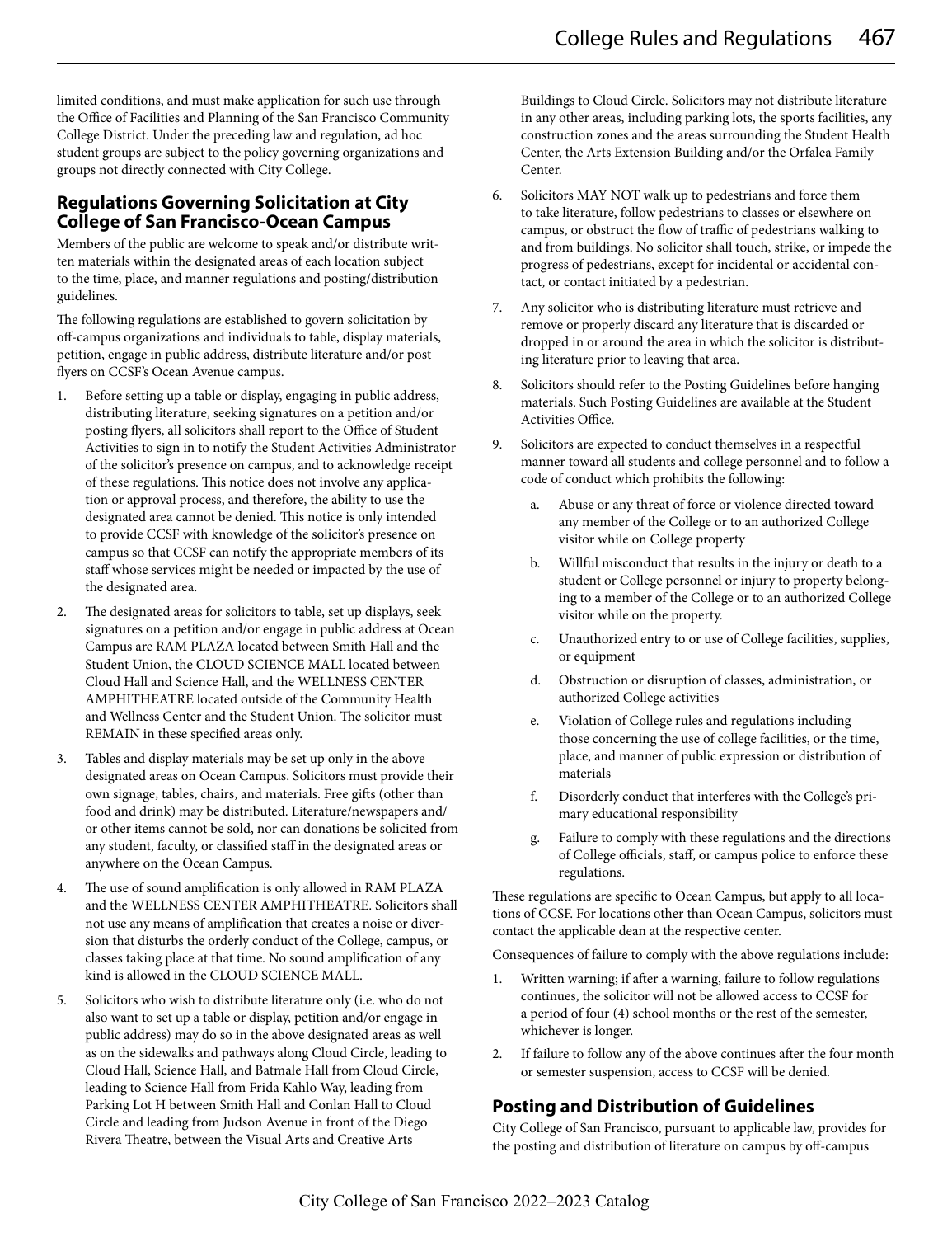limited conditions, and must make application for such use through the Office of Facilities and Planning of the San Francisco Community College District. Under the preceding law and regulation, ad hoc student groups are subject to the policy governing organizations and groups not directly connected with City College.

## Regulations Governing Solicitation at City College of San Francisco-Ocean Campus

Members of the public are welcome to speak and/or distribute written materials within the designated areas of each location subject to the time, place, and manner regulations and posting/distribution guidelines.

The following regulations are established to govern solicitation by off-campus organizations and individuals to table, display materials, petition, engage in public address, distribute literature and/or post flyers on CCSF's Ocean Avenue campus.

1. Before setting up a table or display, engaging in public address, distributing literature, seeking signatures on a petition and/or posting flyers, all solicitors shall report to the Office of Student Activities to sign in to notify the Student Activities Administrator of the solicitor's presence on campus, and to acknowledge receipt of these regulations. This notice does not involve any application or approval process, and therefore, the ability to use the designated area cannot be denied. This notice is only intended to provide CCSF with knowledge of the solicitor's presence on campus so that CCSF can notify the appropriate members of its staff whose services might be needed or impacted by the use of the designated area.
2. The designated areas for solicitors to table, set up displays, seek signatures on a petition and/or engage in public address at Ocean Campus are RAM PLAZA located between Smith Hall and the Student Union, the CLOUD SCIENCE MALL located between Cloud Hall and Science Hall, and the WELLNESS CENTER AMPHITHEATRE located outside of the Community Health and Wellness Center and the Student Union. The solicitor must REMAIN in these specified areas only.
3. Tables and display materials may be set up only in the above designated areas on Ocean Campus. Solicitors must provide their own signage, tables, chairs, and materials. Free gifts (other than food and drink) may be distributed. Literature/newspapers and/or other items cannot be sold, nor can donations be solicited from any student, faculty, or classified staff in the designated areas or anywhere on the Ocean Campus.
4. The use of sound amplification is only allowed in RAM PLAZA and the WELLNESS CENTER AMPHITHEATRE. Solicitors shall not use any means of amplification that creates a noise or diversion that disturbs the orderly conduct of the College, campus, or classes taking place at that time. No sound amplification of any kind is allowed in the CLOUD SCIENCE MALL.
5. Solicitors who wish to distribute literature only (i.e. who do not also want to set up a table or display, petition and/or engage in public address) may do so in the above designated areas as well as on the sidewalks and pathways along Cloud Circle, leading to Cloud Hall, Science Hall, and Batmale Hall from Cloud Circle, leading to Science Hall from Frida Kahlo Way, leading from Parking Lot H between Smith Hall and Conlan Hall to Cloud Circle and leading from Judson Avenue in front of the Diego Rivera Theatre, between the Visual Arts and Creative Arts Buildings to Cloud Circle. Solicitors may not distribute literature in any other areas, including parking lots, the sports facilities, any construction zones and the areas surrounding the Student Health Center, the Arts Extension Building and/or the Orfalea Family Center.
6. Solicitors MAY NOT walk up to pedestrians and force them to take literature, follow pedestrians to classes or elsewhere on campus, or obstruct the flow of traffic of pedestrians walking to and from buildings. No solicitor shall touch, strike, or impede the progress of pedestrians, except for incidental or accidental contact, or contact initiated by a pedestrian.
7. Any solicitor who is distributing literature must retrieve and remove or properly discard any literature that is discarded or dropped in or around the area in which the solicitor is distributing literature prior to leaving that area.
8. Solicitors should refer to the Posting Guidelines before hanging materials. Such Posting Guidelines are available at the Student Activities Office.
9. Solicitors are expected to conduct themselves in a respectful manner toward all students and college personnel and to follow a code of conduct which prohibits the following:
   a. Abuse or any threat of force or violence directed toward any member of the College or to an authorized College visitor while on College property
   b. Willful misconduct that results in the injury or death to a student or College personnel or injury to property belonging to a member of the College or to an authorized College visitor while on the property.
   c. Unauthorized entry to or use of College facilities, supplies, or equipment
   d. Obstruction or disruption of classes, administration, or authorized College activities
   e. Violation of College rules and regulations including those concerning the use of college facilities, or the time, place, and manner of public expression or distribution of materials
   f. Disorderly conduct that interferes with the College's primary educational responsibility
   g. Failure to comply with these regulations and the directions of College officials, staff, or campus police to enforce these regulations.

These regulations are specific to Ocean Campus, but apply to all locations of CCSF. For locations other than Ocean Campus, solicitors must contact the applicable dean at the respective center.

Consequences of failure to comply with the above regulations include:

1. Written warning; if after a warning, failure to follow regulations continues, the solicitor will not be allowed access to CCSF for a period of four (4) school months or the rest of the semester, whichever is longer.
2. If failure to follow any of the above continues after the four month or semester suspension, access to CCSF will be denied.

## Posting and Distribution of Guidelines

City College of San Francisco, pursuant to applicable law, provides for the posting and distribution of literature on campus by off-campus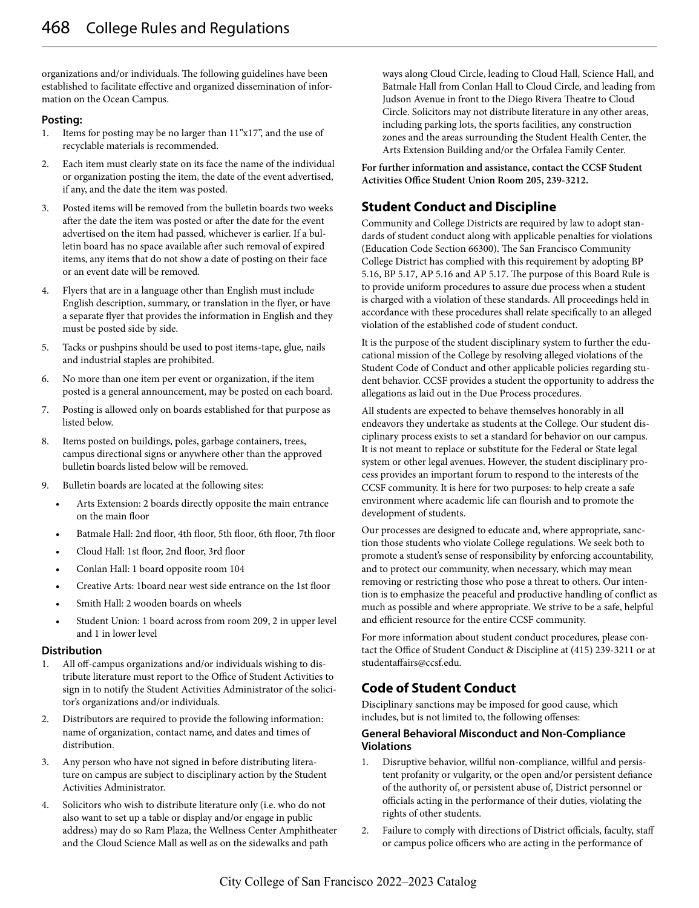organizations and/or individuals. The following guidelines have been established to facilitate effective and organized dissemination of information on the Ocean Campus.

**Posting:**

1. Items for posting may be no larger than 11"x17", and the use of recyclable materials is recommended.
2. Each item must clearly state on its face the name of the individual or organization posting the item, the date of the event advertised, if any, and the date the item was posted.
3. Posted items will be removed from the bulletin boards two weeks after the date the item was posted or after the date for the event advertised on the item had passed, whichever is earlier. If a bulletin board has no space available after such removal of expired items, any items that do not show a date of posting on their face or an event date will be removed.
4. Flyers that are in a language other than English must include English description, summary, or translation in the flyer, or have a separate flyer that provides the information in English and they must be posted side by side.
5. Tacks or pushpins should be used to post items-tape, glue, nails and industrial staples are prohibited.
6. No more than one item per event or organization, if the item posted is a general announcement, may be posted on each board.
7. Posting is allowed only on boards established for that purpose as listed below.
8. Items posted on buildings, poles, garbage containers, trees, campus directional signs or anywhere other than the approved bulletin boards listed below will be removed.
9. Bulletin boards are located at the following sites:
   - Arts Extension: 2 boards directly opposite the main entrance on the main floor
   - Batmale Hall: 2nd floor, 4th floor, 5th floor, 6th floor, 7th floor
   - Cloud Hall: 1st floor, 2nd floor, 3rd floor
   - Conlan Hall: 1 board opposite room 104
   - Creative Arts: 1board near west side entrance on the 1st floor
   - Smith Hall: 2 wooden boards on wheels
   - Student Union: 1 board across from room 209, 2 in upper level and 1 in lower level

**Distribution**

1. All off-campus organizations and/or individuals wishing to distribute literature must report to the Office of Student Activities to sign in to notify the Student Activities Administrator of the solicitor's organizations and/or individuals.
2. Distributors are required to provide the following information: name of organization, contact name, and dates and times of distribution.
3. Any person who have not signed in before distributing literature on campus are subject to disciplinary action by the Student Activities Administrator.
4. Solicitors who wish to distribute literature only (i.e. who do not also want to set up a table or display and/or engage in public address) may do so Ram Plaza, the Wellness Center Amphitheater and the Cloud Science Mall as well as on the sidewalks and path ways along Cloud Circle, leading to Cloud Hall, Science Hall, and Batmale Hall from Conlan Hall to Cloud Circle, and leading from Judson Avenue in front to the Diego Rivera Theatre to Cloud Circle. Solicitors may not distribute literature in any other areas, including parking lots, the sports facilities, any construction zones and the areas surrounding the Student Health Center, the Arts Extension Building and/or the Orfalea Family Center.

**For further information and assistance, contact the CCSF Student Activities Office Student Union Room 205, 239-3212.**

## Student Conduct and Discipline

Community and College Districts are required by law to adopt standards of student conduct along with applicable penalties for violations (Education Code Section 66300). The San Francisco Community College District has complied with this requirement by adopting BP 5.16, BP 5.17, AP 5.16 and AP 5.17. The purpose of this Board Rule is to provide uniform procedures to assure due process when a student is charged with a violation of these standards. All proceedings held in accordance with these procedures shall relate specifically to an alleged violation of the established code of student conduct.

It is the purpose of the student disciplinary system to further the educational mission of the College by resolving alleged violations of the Student Code of Conduct and other applicable policies regarding student behavior. CCSF provides a student the opportunity to address the allegations as laid out in the Due Process procedures.

All students are expected to behave themselves honorably in all endeavors they undertake as students at the College. Our student disciplinary process exists to set a standard for behavior on our campus. It is not meant to replace or substitute for the Federal or State legal system or other legal avenues. However, the student disciplinary process provides an important forum to respond to the interests of the CCSF community. It is here for two purposes: to help create a safe environment where academic life can flourish and to promote the development of students.

Our processes are designed to educate and, where appropriate, sanction those students who violate College regulations. We seek both to promote a student's sense of responsibility by enforcing accountability, and to protect our community, when necessary, which may mean removing or restricting those who pose a threat to others. Our intention is to emphasize the peaceful and productive handling of conflict as much as possible and where appropriate. We strive to be a safe, helpful and efficient resource for the entire CCSF community.

For more information about student conduct procedures, please contact the Office of Student Conduct & Discipline at (415) 239-3211 or at studentaffairs@ccsf.edu.

## Code of Student Conduct

Disciplinary sanctions may be imposed for good cause, which includes, but is not limited to, the following offenses:

### General Behavioral Misconduct and Non-Compliance Violations

1. Disruptive behavior, willful non-compliance, willful and persistent profanity or vulgarity, or the open and/or persistent defiance of the authority of, or persistent abuse of, District personnel or officials acting in the performance of their duties, violating the rights of other students.
2. Failure to comply with directions of District officials, faculty, staff or campus police officers who are acting in the performance of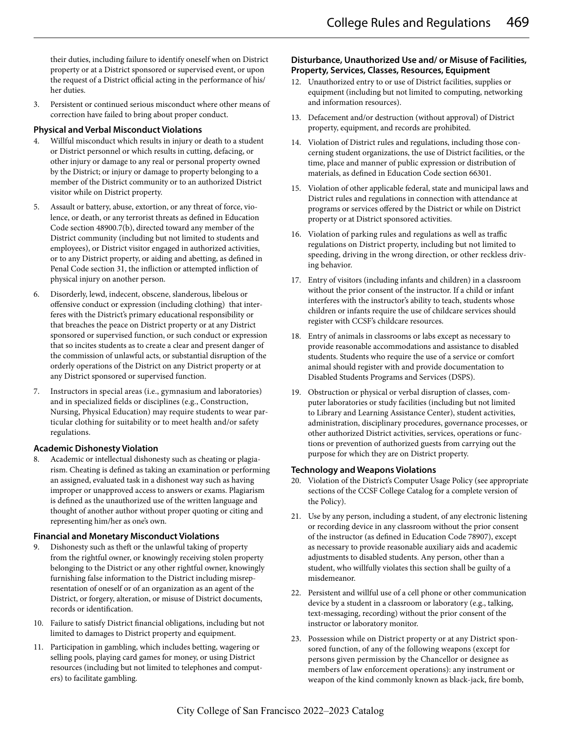their duties, including failure to identify oneself when on District property or at a District sponsored or supervised event, or upon the request of a District official acting in the performance of his/her duties.

3. Persistent or continued serious misconduct where other means of correction have failed to bring about proper conduct.

**Physical and Verbal Misconduct Violations**

4. Willful misconduct which results in injury or death to a student or District personnel or which results in cutting, defacing, or other injury or damage to any real or personal property owned by the District; or injury or damage to property belonging to a member of the District community or to an authorized District visitor while on District property.
5. Assault or battery, abuse, extortion, or any threat of force, violence, or death, or any terrorist threats as defined in Education Code section 48900.7(b), directed toward any member of the District community (including but not limited to students and employees), or District visitor engaged in authorized activities, or to any District property, or aiding and abetting, as defined in Penal Code section 31, the infliction or attempted infliction of physical injury on another person.
6. Disorderly, lewd, indecent, obscene, slanderous, libelous or offensive conduct or expression (including clothing) that interferes with the District's primary educational responsibility or that breaches the peace on District property or at any District sponsored or supervised function, or such conduct or expression that so incites students as to create a clear and present danger of the commission of unlawful acts, or substantial disruption of the orderly operations of the District on any District property or at any District sponsored or supervised function.
7. Instructors in special areas (i.e., gymnasium and laboratories) and in specialized fields or disciplines (e.g., Construction, Nursing, Physical Education) may require students to wear particular clothing for suitability or to meet health and/or safety regulations.

**Academic Dishonesty Violation**

8. Academic or intellectual dishonesty such as cheating or plagiarism. Cheating is defined as taking an examination or performing an assigned, evaluated task in a dishonest way such as having improper or unapproved access to answers or exams. Plagiarism is defined as the unauthorized use of the written language and thought of another author without proper quoting or citing and representing him/her as one's own.

**Financial and Monetary Misconduct Violations**

9. Dishonesty such as theft or the unlawful taking of property from the rightful owner, or knowingly receiving stolen property belonging to the District or any other rightful owner, knowingly furnishing false information to the District including misrepresentation of oneself or of an organization as an agent of the District, or forgery, alteration, or misuse of District documents, records or identification.
10. Failure to satisfy District financial obligations, including but not limited to damages to District property and equipment.
11. Participation in gambling, which includes betting, wagering or selling pools, playing card games for money, or using District resources (including but not limited to telephones and computers) to facilitate gambling.

**Disturbance, Unauthorized Use and/ or Misuse of Facilities, Property, Services, Classes, Resources, Equipment**

12. Unauthorized entry to or use of District facilities, supplies or equipment (including but not limited to computing, networking and information resources).
13. Defacement and/or destruction (without approval) of District property, equipment, and records are prohibited.
14. Violation of District rules and regulations, including those concerning student organizations, the use of District facilities, or the time, place and manner of public expression or distribution of materials, as defined in Education Code section 66301.
15. Violation of other applicable federal, state and municipal laws and District rules and regulations in connection with attendance at programs or services offered by the District or while on District property or at District sponsored activities.
16. Violation of parking rules and regulations as well as traffic regulations on District property, including but not limited to speeding, driving in the wrong direction, or other reckless driving behavior.
17. Entry of visitors (including infants and children) in a classroom without the prior consent of the instructor. If a child or infant interferes with the instructor's ability to teach, students whose children or infants require the use of childcare services should register with CCSF's childcare resources.
18. Entry of animals in classrooms or labs except as necessary to provide reasonable accommodations and assistance to disabled students. Students who require the use of a service or comfort animal should register with and provide documentation to Disabled Students Programs and Services (DSPS).
19. Obstruction or physical or verbal disruption of classes, computer laboratories or study facilities (including but not limited to Library and Learning Assistance Center), student activities, administration, disciplinary procedures, governance processes, or other authorized District activities, services, operations or functions or prevention of authorized guests from carrying out the purpose for which they are on District property.

**Technology and Weapons Violations**

20. Violation of the District's Computer Usage Policy (see appropriate sections of the CCSF College Catalog for a complete version of the Policy).
21. Use by any person, including a student, of any electronic listening or recording device in any classroom without the prior consent of the instructor (as defined in Education Code 78907), except as necessary to provide reasonable auxiliary aids and academic adjustments to disabled students. Any person, other than a student, who willfully violates this section shall be guilty of a misdemeanor.
22. Persistent and willful use of a cell phone or other communication device by a student in a classroom or laboratory (e.g., talking, text-messaging, recording) without the prior consent of the instructor or laboratory monitor.
23. Possession while on District property or at any District sponsored function, of any of the following weapons (except for persons given permission by the Chancellor or designee as members of law enforcement operations): any instrument or weapon of the kind commonly known as black-jack, fire bomb,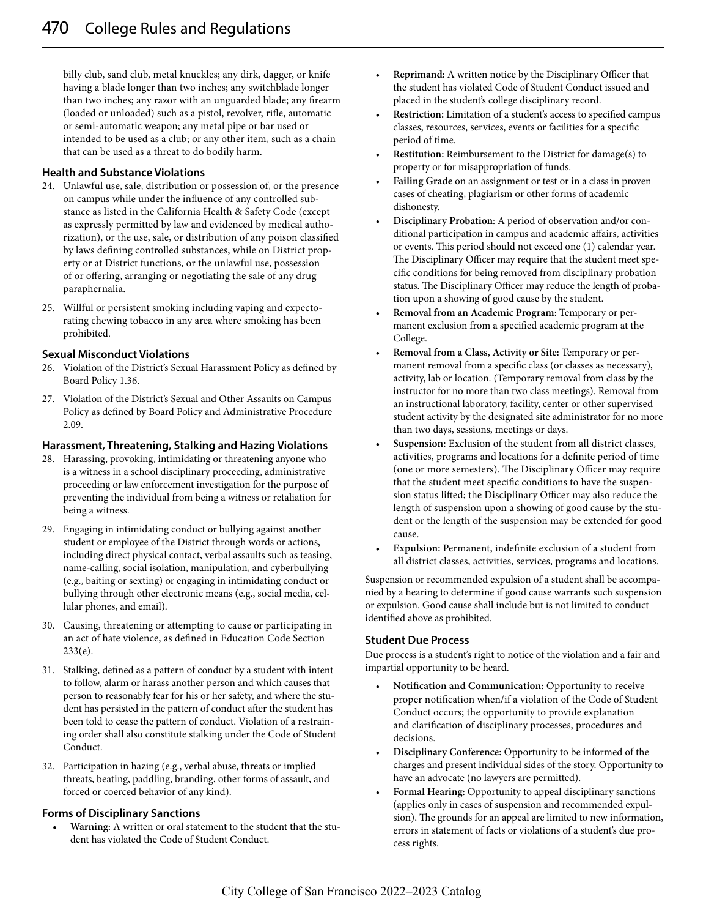billy club, sand club, metal knuckles; any dirk, dagger, or knife having a blade longer than two inches; any switchblade longer than two inches; any razor with an unguarded blade; any firearm (loaded or unloaded) such as a pistol, revolver, rifle, automatic or semi-automatic weapon; any metal pipe or bar used or intended to be used as a club; or any other item, such as a chain that can be used as a threat to do bodily harm.

### Health and Substance Violations

24. Unlawful use, sale, distribution or possession of, or the presence on campus while under the influence of any controlled substance as listed in the California Health & Safety Code (except as expressly permitted by law and evidenced by medical authorization), or the use, sale, or distribution of any poison classified by laws defining controlled substances, while on District property or at District functions, or the unlawful use, possession of or offering, arranging or negotiating the sale of any drug paraphernalia.
25. Willful or persistent smoking including vaping and expectorating chewing tobacco in any area where smoking has been prohibited.

### Sexual Misconduct Violations

26. Violation of the District's Sexual Harassment Policy as defined by Board Policy 1.36.
27. Violation of the District's Sexual and Other Assaults on Campus Policy as defined by Board Policy and Administrative Procedure 2.09.

### Harassment, Threatening, Stalking and Hazing Violations

28. Harassing, provoking, intimidating or threatening anyone who is a witness in a school disciplinary proceeding, administrative proceeding or law enforcement investigation for the purpose of preventing the individual from being a witness or retaliation for being a witness.
29. Engaging in intimidating conduct or bullying against another student or employee of the District through words or actions, including direct physical contact, verbal assaults such as teasing, name-calling, social isolation, manipulation, and cyberbullying (e.g., baiting or sexting) or engaging in intimidating conduct or bullying through other electronic means (e.g., social media, cellular phones, and email).
30. Causing, threatening or attempting to cause or participating in an act of hate violence, as defined in Education Code Section 233(e).
31. Stalking, defined as a pattern of conduct by a student with intent to follow, alarm or harass another person and which causes that person to reasonably fear for his or her safety, and where the student has persisted in the pattern of conduct after the student has been told to cease the pattern of conduct. Violation of a restraining order shall also constitute stalking under the Code of Student Conduct.
32. Participation in hazing (e.g., verbal abuse, threats or implied threats, beating, paddling, branding, other forms of assault, and forced or coerced behavior of any kind).

### Forms of Disciplinary Sanctions

- **Warning:** A written or oral statement to the student that the student has violated the Code of Student Conduct.
- **Reprimand:** A written notice by the Disciplinary Officer that the student has violated Code of Student Conduct issued and placed in the student's college disciplinary record.
- **Restriction:** Limitation of a student's access to specified campus classes, resources, services, events or facilities for a specific period of time.
- **Restitution:** Reimbursement to the District for damage(s) to property or for misappropriation of funds.
- **Failing Grade** on an assignment or test or in a class in proven cases of cheating, plagiarism or other forms of academic dishonesty.
- **Disciplinary Probation**: A period of observation and/or conditional participation in campus and academic affairs, activities or events. This period should not exceed one (1) calendar year. The Disciplinary Officer may require that the student meet specific conditions for being removed from disciplinary probation status. The Disciplinary Officer may reduce the length of probation upon a showing of good cause by the student.
- **Removal from an Academic Program:** Temporary or permanent exclusion from a specified academic program at the College.
- **Removal from a Class, Activity or Site:** Temporary or permanent removal from a specific class (or classes as necessary), activity, lab or location. (Temporary removal from class by the instructor for no more than two class meetings). Removal from an instructional laboratory, facility, center or other supervised student activity by the designated site administrator for no more than two days, sessions, meetings or days.
- **Suspension:** Exclusion of the student from all district classes, activities, programs and locations for a definite period of time (one or more semesters). The Disciplinary Officer may require that the student meet specific conditions to have the suspension status lifted; the Disciplinary Officer may also reduce the length of suspension upon a showing of good cause by the student or the length of the suspension may be extended for good cause.
- **Expulsion:** Permanent, indefinite exclusion of a student from all district classes, activities, services, programs and locations.

Suspension or recommended expulsion of a student shall be accompanied by a hearing to determine if good cause warrants such suspension or expulsion. Good cause shall include but is not limited to conduct identified above as prohibited.

### Student Due Process

Due process is a student's right to notice of the violation and a fair and impartial opportunity to be heard.

- **Notification and Communication:** Opportunity to receive proper notification when/if a violation of the Code of Student Conduct occurs; the opportunity to provide explanation and clarification of disciplinary processes, procedures and decisions.
- **Disciplinary Conference:** Opportunity to be informed of the charges and present individual sides of the story. Opportunity to have an advocate (no lawyers are permitted).
- **Formal Hearing:** Opportunity to appeal disciplinary sanctions (applies only in cases of suspension and recommended expulsion). The grounds for an appeal are limited to new information, errors in statement of facts or violations of a student's due process rights.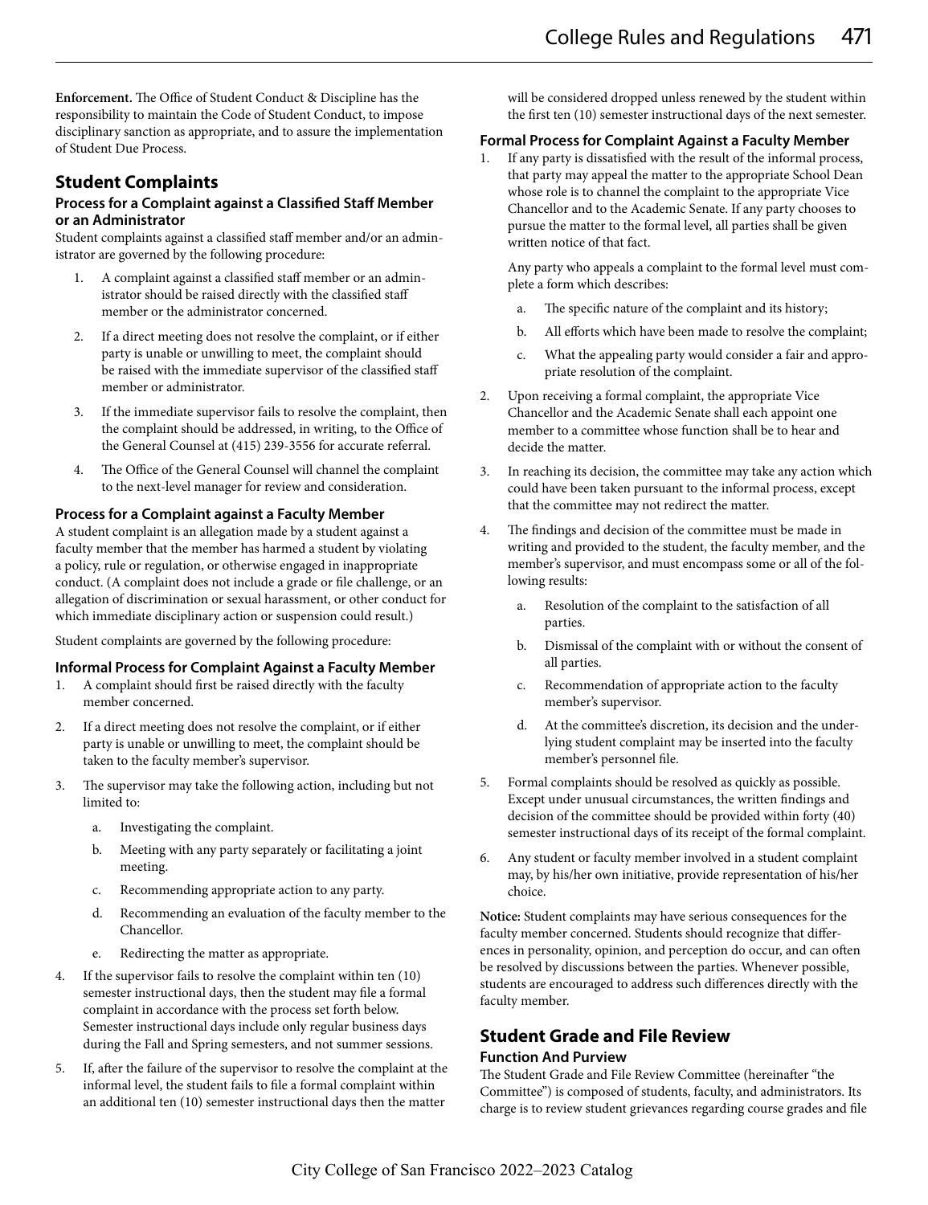**Enforcement.** The Office of Student Conduct & Discipline has the responsibility to maintain the Code of Student Conduct, to impose disciplinary sanction as appropriate, and to assure the implementation of Student Due Process.

## Student Complaints

### Process for a Complaint against a Classified Staff Member or an Administrator

Student complaints against a classified staff member and/or an administrator are governed by the following procedure:

1. A complaint against a classified staff member or an administrator should be raised directly with the classified staff member or the administrator concerned.
2. If a direct meeting does not resolve the complaint, or if either party is unable or unwilling to meet, the complaint should be raised with the immediate supervisor of the classified staff member or administrator.
3. If the immediate supervisor fails to resolve the complaint, then the complaint should be addressed, in writing, to the Office of the General Counsel at (415) 239-3556 for accurate referral.
4. The Office of the General Counsel will channel the complaint to the next-level manager for review and consideration.

### Process for a Complaint against a Faculty Member

A student complaint is an allegation made by a student against a faculty member that the member has harmed a student by violating a policy, rule or regulation, or otherwise engaged in inappropriate conduct. (A complaint does not include a grade or file challenge, or an allegation of discrimination or sexual harassment, or other conduct for which immediate disciplinary action or suspension could result.)

Student complaints are governed by the following procedure:

### Informal Process for Complaint Against a Faculty Member

1. A complaint should first be raised directly with the faculty member concerned.
2. If a direct meeting does not resolve the complaint, or if either party is unable or unwilling to meet, the complaint should be taken to the faculty member's supervisor.
3. The supervisor may take the following action, including but not limited to:
   a. Investigating the complaint.
   b. Meeting with any party separately or facilitating a joint meeting.
   c. Recommending appropriate action to any party.
   d. Recommending an evaluation of the faculty member to the Chancellor.
   e. Redirecting the matter as appropriate.
4. If the supervisor fails to resolve the complaint within ten (10) semester instructional days, then the student may file a formal complaint in accordance with the process set forth below. Semester instructional days include only regular business days during the Fall and Spring semesters, and not summer sessions.
5. If, after the failure of the supervisor to resolve the complaint at the informal level, the student fails to file a formal complaint within an additional ten (10) semester instructional days then the matter will be considered dropped unless renewed by the student within the first ten (10) semester instructional days of the next semester.

### Formal Process for Complaint Against a Faculty Member

1. If any party is dissatisfied with the result of the informal process, that party may appeal the matter to the appropriate School Dean whose role is to channel the complaint to the appropriate Vice Chancellor and to the Academic Senate. If any party chooses to pursue the matter to the formal level, all parties shall be given written notice of that fact.

   Any party who appeals a complaint to the formal level must complete a form which describes:

   a. The specific nature of the complaint and its history;
   b. All efforts which have been made to resolve the complaint;
   c. What the appealing party would consider a fair and appropriate resolution of the complaint.
2. Upon receiving a formal complaint, the appropriate Vice Chancellor and the Academic Senate shall each appoint one member to a committee whose function shall be to hear and decide the matter.
3. In reaching its decision, the committee may take any action which could have been taken pursuant to the informal process, except that the committee may not redirect the matter.
4. The findings and decision of the committee must be made in writing and provided to the student, the faculty member, and the member's supervisor, and must encompass some or all of the following results:
   a. Resolution of the complaint to the satisfaction of all parties.
   b. Dismissal of the complaint with or without the consent of all parties.
   c. Recommendation of appropriate action to the faculty member's supervisor.
   d. At the committee's discretion, its decision and the underlying student complaint may be inserted into the faculty member's personnel file.
5. Formal complaints should be resolved as quickly as possible. Except under unusual circumstances, the written findings and decision of the committee should be provided within forty (40) semester instructional days of its receipt of the formal complaint.
6. Any student or faculty member involved in a student complaint may, by his/her own initiative, provide representation of his/her choice.

**Notice:** Student complaints may have serious consequences for the faculty member concerned. Students should recognize that differences in personality, opinion, and perception do occur, and can often be resolved by discussions between the parties. Whenever possible, students are encouraged to address such differences directly with the faculty member.

## Student Grade and File Review

### Function And Purview

The Student Grade and File Review Committee (hereinafter "the Committee") is composed of students, faculty, and administrators. Its charge is to review student grievances regarding course grades and file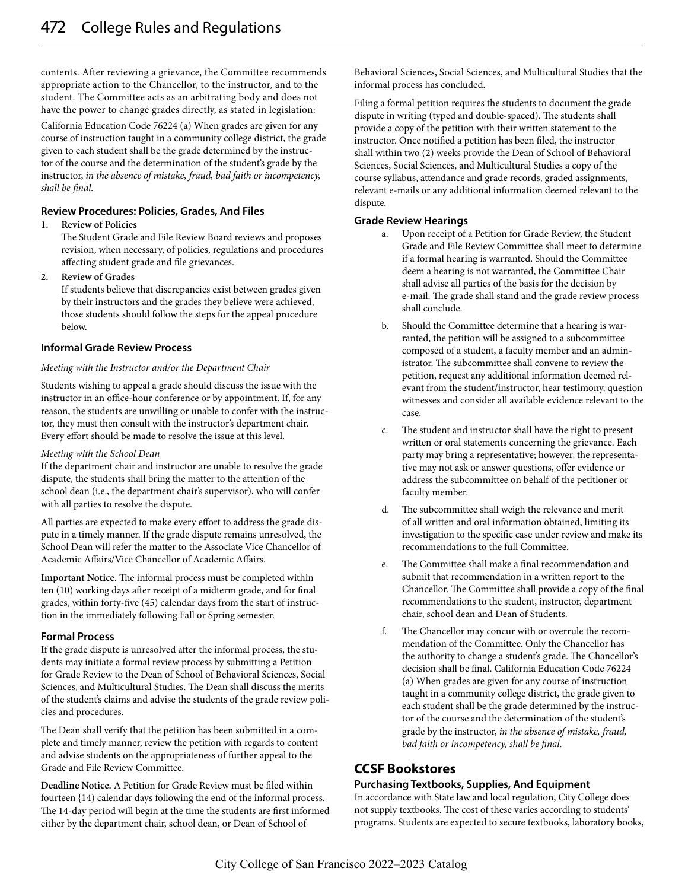contents. After reviewing a grievance, the Committee recommends appropriate action to the Chancellor, to the instructor, and to the student. The Committee acts as an arbitrating body and does not have the power to change grades directly, as stated in legislation:

California Education Code 76224 (a) When grades are given for any course of instruction taught in a community college district, the grade given to each student shall be the grade determined by the instructor of the course and the determination of the student's grade by the instructor, *in the absence of mistake, fraud, bad faith or incompetency, shall be final.*

### Review Procedures: Policies, Grades, And Files

1. **Review of Policies**
   The Student Grade and File Review Board reviews and proposes revision, when necessary, of policies, regulations and procedures affecting student grade and file grievances.
2. **Review of Grades**
   If students believe that discrepancies exist between grades given by their instructors and the grades they believe were achieved, those students should follow the steps for the appeal procedure below.

### Informal Grade Review Process

*Meeting with the Instructor and/or the Department Chair*

Students wishing to appeal a grade should discuss the issue with the instructor in an office-hour conference or by appointment. If, for any reason, the students are unwilling or unable to confer with the instructor, they must then consult with the instructor's department chair. Every effort should be made to resolve the issue at this level.

*Meeting with the School Dean*
If the department chair and instructor are unable to resolve the grade dispute, the students shall bring the matter to the attention of the school dean (i.e., the department chair's supervisor), who will confer with all parties to resolve the dispute.

All parties are expected to make every effort to address the grade dispute in a timely manner. If the grade dispute remains unresolved, the School Dean will refer the matter to the Associate Vice Chancellor of Academic Affairs/Vice Chancellor of Academic Affairs.

**Important Notice.** The informal process must be completed within ten (10) working days after receipt of a midterm grade, and for final grades, within forty-five (45) calendar days from the start of instruction in the immediately following Fall or Spring semester.

### Formal Process

If the grade dispute is unresolved after the informal process, the students may initiate a formal review process by submitting a Petition for Grade Review to the Dean of School of Behavioral Sciences, Social Sciences, and Multicultural Studies. The Dean shall discuss the merits of the student's claims and advise the students of the grade review policies and procedures.

The Dean shall verify that the petition has been submitted in a complete and timely manner, review the petition with regards to content and advise students on the appropriateness of further appeal to the Grade and File Review Committee.

**Deadline Notice.** A Petition for Grade Review must be filed within fourteen {14) calendar days following the end of the informal process. The 14-day period will begin at the time the students are first informed either by the department chair, school dean, or Dean of School of Behavioral Sciences, Social Sciences, and Multicultural Studies that the informal process has concluded.

Filing a formal petition requires the students to document the grade dispute in writing (typed and double-spaced). The students shall provide a copy of the petition with their written statement to the instructor. Once notified a petition has been filed, the instructor shall within two (2) weeks provide the Dean of School of Behavioral Sciences, Social Sciences, and Multicultural Studies a copy of the course syllabus, attendance and grade records, graded assignments, relevant e-mails or any additional information deemed relevant to the dispute.

### Grade Review Hearings

a. Upon receipt of a Petition for Grade Review, the Student Grade and File Review Committee shall meet to determine if a formal hearing is warranted. Should the Committee deem a hearing is not warranted, the Committee Chair shall advise all parties of the basis for the decision by e-mail. The grade shall stand and the grade review process shall conclude.

b. Should the Committee determine that a hearing is warranted, the petition will be assigned to a subcommittee composed of a student, a faculty member and an administrator. The subcommittee shall convene to review the petition, request any additional information deemed relevant from the student/instructor, hear testimony, question witnesses and consider all available evidence relevant to the case.

c. The student and instructor shall have the right to present written or oral statements concerning the grievance. Each party may bring a representative; however, the representative may not ask or answer questions, offer evidence or address the subcommittee on behalf of the petitioner or faculty member.

d. The subcommittee shall weigh the relevance and merit of all written and oral information obtained, limiting its investigation to the specific case under review and make its recommendations to the full Committee.

e. The Committee shall make a final recommendation and submit that recommendation in a written report to the Chancellor. The Committee shall provide a copy of the final recommendations to the student, instructor, department chair, school dean and Dean of Students.

f. The Chancellor may concur with or overrule the recommendation of the Committee. Only the Chancellor has the authority to change a student's grade. The Chancellor's decision shall be final. California Education Code 76224 (a) When grades are given for any course of instruction taught in a community college district, the grade given to each student shall be the grade determined by the instructor of the course and the determination of the student's grade by the instructor, *in the absence of mistake, fraud, bad faith or incompetency, shall be final.*

## CCSF Bookstores

### Purchasing Textbooks, Supplies, And Equipment

In accordance with State law and local regulation, City College does not supply textbooks. The cost of these varies according to students' programs. Students are expected to secure textbooks, laboratory books,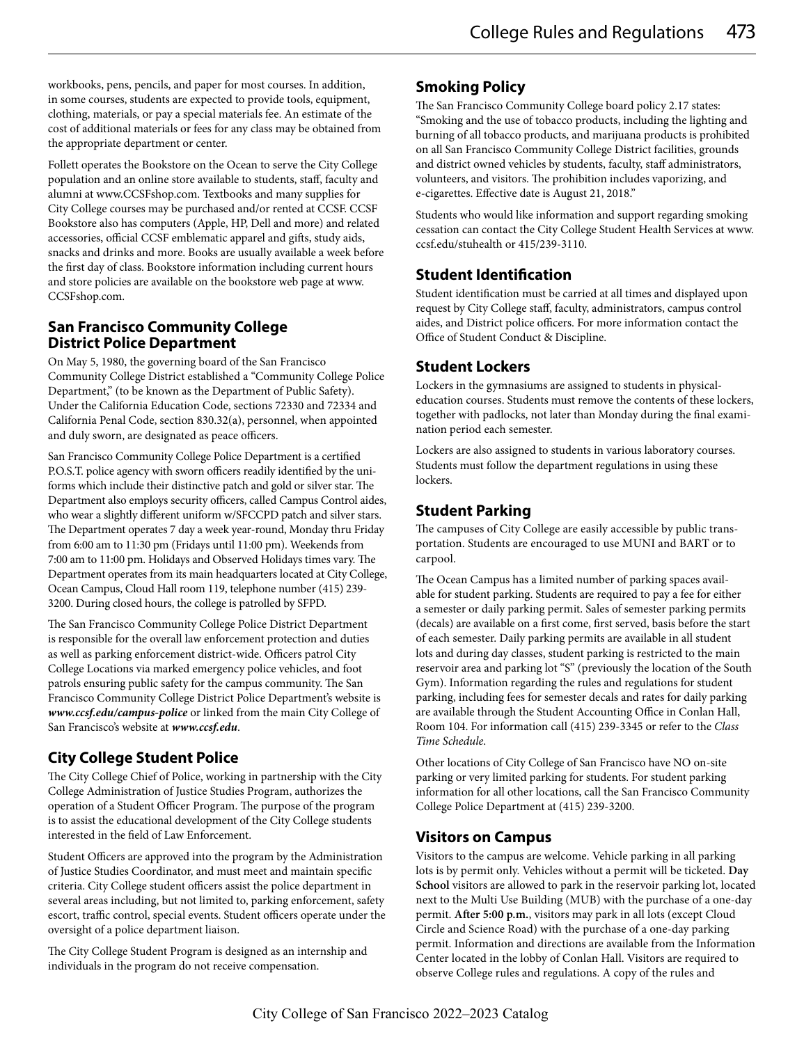workbooks, pens, pencils, and paper for most courses. In addition, in some courses, students are expected to provide tools, equipment, clothing, materials, or pay a special materials fee. An estimate of the cost of additional materials or fees for any class may be obtained from the appropriate department or center.

Follett operates the Bookstore on the Ocean to serve the City College population and an online store available to students, staff, faculty and alumni at www.CCSFshop.com. Textbooks and many supplies for City College courses may be purchased and/or rented at CCSF. CCSF Bookstore also has computers (Apple, HP, Dell and more) and related accessories, official CCSF emblematic apparel and gifts, study aids, snacks and drinks and more. Books are usually available a week before the first day of class. Bookstore information including current hours and store policies are available on the bookstore web page at www.CCSFshop.com.

## San Francisco Community College District Police Department

On May 5, 1980, the governing board of the San Francisco Community College District established a "Community College Police Department," (to be known as the Department of Public Safety). Under the California Education Code, sections 72330 and 72334 and California Penal Code, section 830.32(a), personnel, when appointed and duly sworn, are designated as peace officers.

San Francisco Community College Police Department is a certified P.O.S.T. police agency with sworn officers readily identified by the uniforms which include their distinctive patch and gold or silver star. The Department also employs security officers, called Campus Control aides, who wear a slightly different uniform w/SFCCPD patch and silver stars. The Department operates 7 day a week year-round, Monday thru Friday from 6:00 am to 11:30 pm (Fridays until 11:00 pm). Weekends from 7:00 am to 11:00 pm. Holidays and Observed Holidays times vary. The Department operates from its main headquarters located at City College, Ocean Campus, Cloud Hall room 119, telephone number (415) 239-3200. During closed hours, the college is patrolled by SFPD.

The San Francisco Community College Police District Department is responsible for the overall law enforcement protection and duties as well as parking enforcement district-wide. Officers patrol City College Locations via marked emergency police vehicles, and foot patrols ensuring public safety for the campus community. The San Francisco Community College District Police Department's website is ***www.ccsf.edu/campus-police*** or linked from the main City College of San Francisco's website at ***www.ccsf.edu***.

## City College Student Police

The City College Chief of Police, working in partnership with the City College Administration of Justice Studies Program, authorizes the operation of a Student Officer Program. The purpose of the program is to assist the educational development of the City College students interested in the field of Law Enforcement.

Student Officers are approved into the program by the Administration of Justice Studies Coordinator, and must meet and maintain specific criteria. City College student officers assist the police department in several areas including, but not limited to, parking enforcement, safety escort, traffic control, special events. Student officers operate under the oversight of a police department liaison.

The City College Student Program is designed as an internship and individuals in the program do not receive compensation.

## Smoking Policy

The San Francisco Community College board policy 2.17 states: "Smoking and the use of tobacco products, including the lighting and burning of all tobacco products, and marijuana products is prohibited on all San Francisco Community College District facilities, grounds and district owned vehicles by students, faculty, staff administrators, volunteers, and visitors. The prohibition includes vaporizing, and e-cigarettes. Effective date is August 21, 2018."

Students who would like information and support regarding smoking cessation can contact the City College Student Health Services at www.ccsf.edu/stuhealth or 415/239-3110.

## Student Identification

Student identification must be carried at all times and displayed upon request by City College staff, faculty, administrators, campus control aides, and District police officers. For more information contact the Office of Student Conduct & Discipline.

## Student Lockers

Lockers in the gymnasiums are assigned to students in physical-education courses. Students must remove the contents of these lockers, together with padlocks, not later than Monday during the final examination period each semester.

Lockers are also assigned to students in various laboratory courses. Students must follow the department regulations in using these lockers.

## Student Parking

The campuses of City College are easily accessible by public transportation. Students are encouraged to use MUNI and BART or to carpool.

The Ocean Campus has a limited number of parking spaces available for student parking. Students are required to pay a fee for either a semester or daily parking permit. Sales of semester parking permits (decals) are available on a first come, first served, basis before the start of each semester. Daily parking permits are available in all student lots and during day classes, student parking is restricted to the main reservoir area and parking lot "S" (previously the location of the South Gym). Information regarding the rules and regulations for student parking, including fees for semester decals and rates for daily parking are available through the Student Accounting Office in Conlan Hall, Room 104. For information call (415) 239-3345 or refer to the *Class Time Schedule*.

Other locations of City College of San Francisco have NO on-site parking or very limited parking for students. For student parking information for all other locations, call the San Francisco Community College Police Department at (415) 239-3200.

## Visitors on Campus

Visitors to the campus are welcome. Vehicle parking in all parking lots is by permit only. Vehicles without a permit will be ticketed. **Day School** visitors are allowed to park in the reservoir parking lot, located next to the Multi Use Building (MUB) with the purchase of a one-day permit. **After 5:00 p.m.,** visitors may park in all lots (except Cloud Circle and Science Road) with the purchase of a one-day parking permit. Information and directions are available from the Information Center located in the lobby of Conlan Hall. Visitors are required to observe College rules and regulations. A copy of the rules and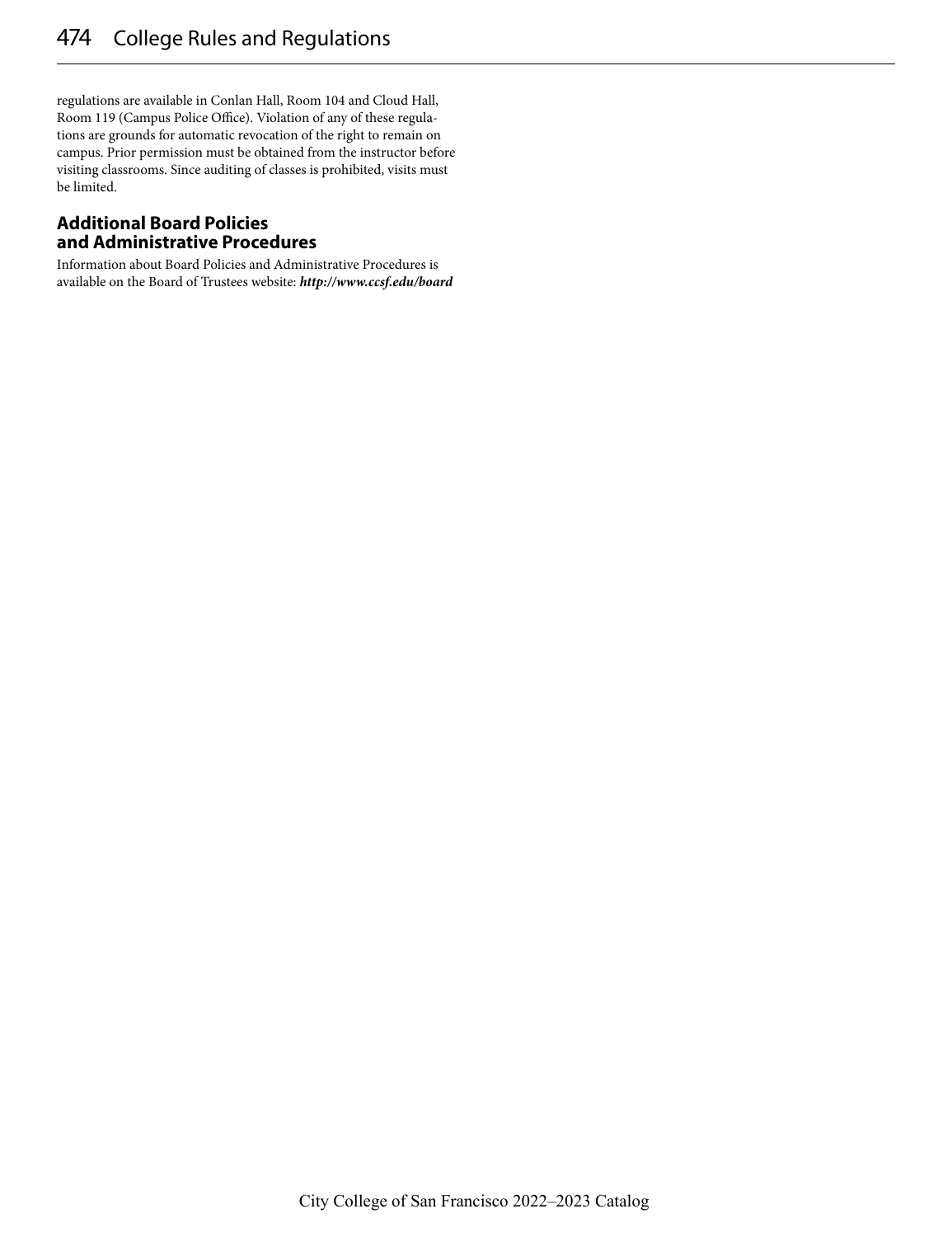regulations are available in Conlan Hall, Room 104 and Cloud Hall, Room 119 (Campus Police Office). Violation of any of these regulations are grounds for automatic revocation of the right to remain on campus. Prior permission must be obtained from the instructor before visiting classrooms. Since auditing of classes is prohibited, visits must be limited.

## Additional Board Policies and Administrative Procedures

Information about Board Policies and Administrative Procedures is available on the Board of Trustees website: ***http://www.ccsf.edu/board***